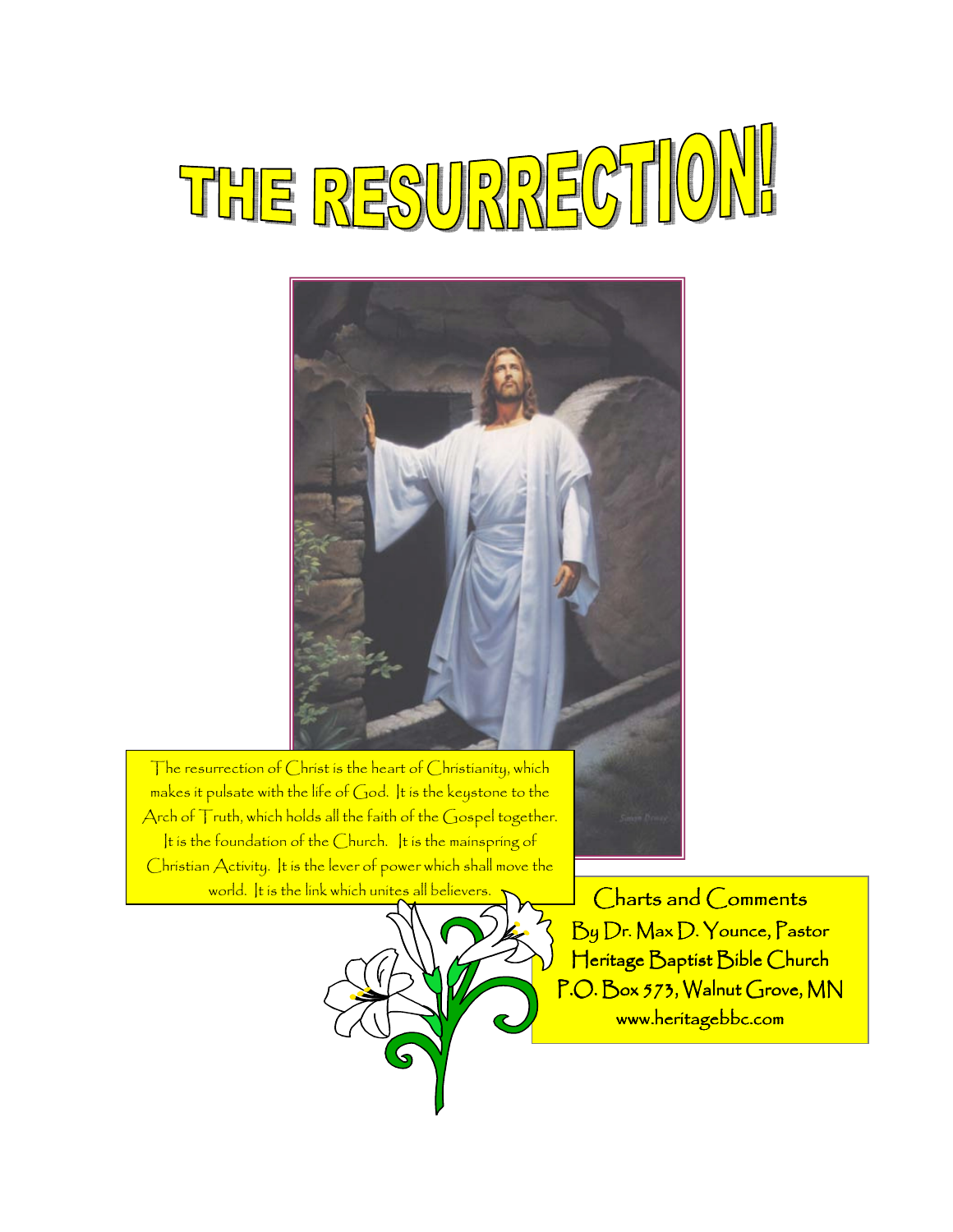# THE RESURRECTION!

The resurrection of Christ is the heart of Christianity, which makes it pulsate with the life of God. It is the keystone to the Arch of Truth, which holds all the faith of the Gospel together. It is the foundation of the Church. It is the mainspring of Christian Activity. It is the lever of power which shall move the world. It is the link which unites all believers.

Charts and Comments
By Dr. Max D. Younce, Pastor
Heritage Baptist Bible Church
P.O. Box 573, Walnut Grove, MN
www.heritagebbc.com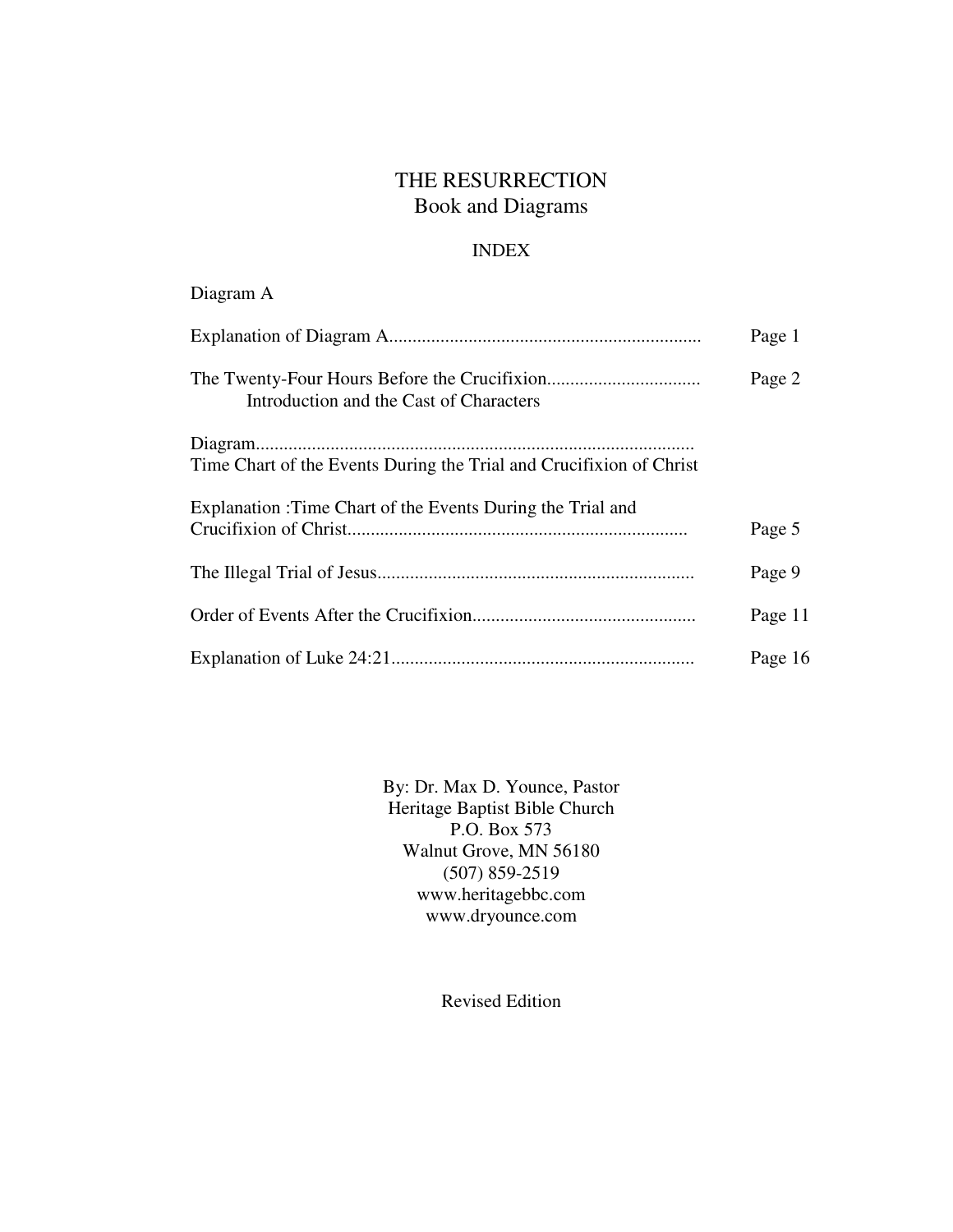# THE RESURRECTION
## Book and Diagrams

### INDEX

Diagram A

| | |
|---|---|
| Explanation of Diagram A................................................................... | Page 1 |
| The Twenty-Four Hours Before the Crucifixion................................. <br> Introduction and the Cast of Characters | Page 2 |
| Diagram.............................................................................................. <br> Time Chart of the Events During the Trial and Crucifixion of Christ | |
| Explanation :Time Chart of the Events During the Trial and Crucifixion of Christ........................................................................ | Page 5 |
| The Illegal Trial of Jesus.................................................................... | Page 9 |
| Order of Events After the Crucifixion................................................ | Page 11 |
| Explanation of Luke 24:21................................................................. | Page 16 |

By: Dr. Max D. Younce, Pastor
Heritage Baptist Bible Church
P.O. Box 573
Walnut Grove, MN 56180
(507) 859-2519
www.heritagebbc.com
www.dryounce.com

Revised Edition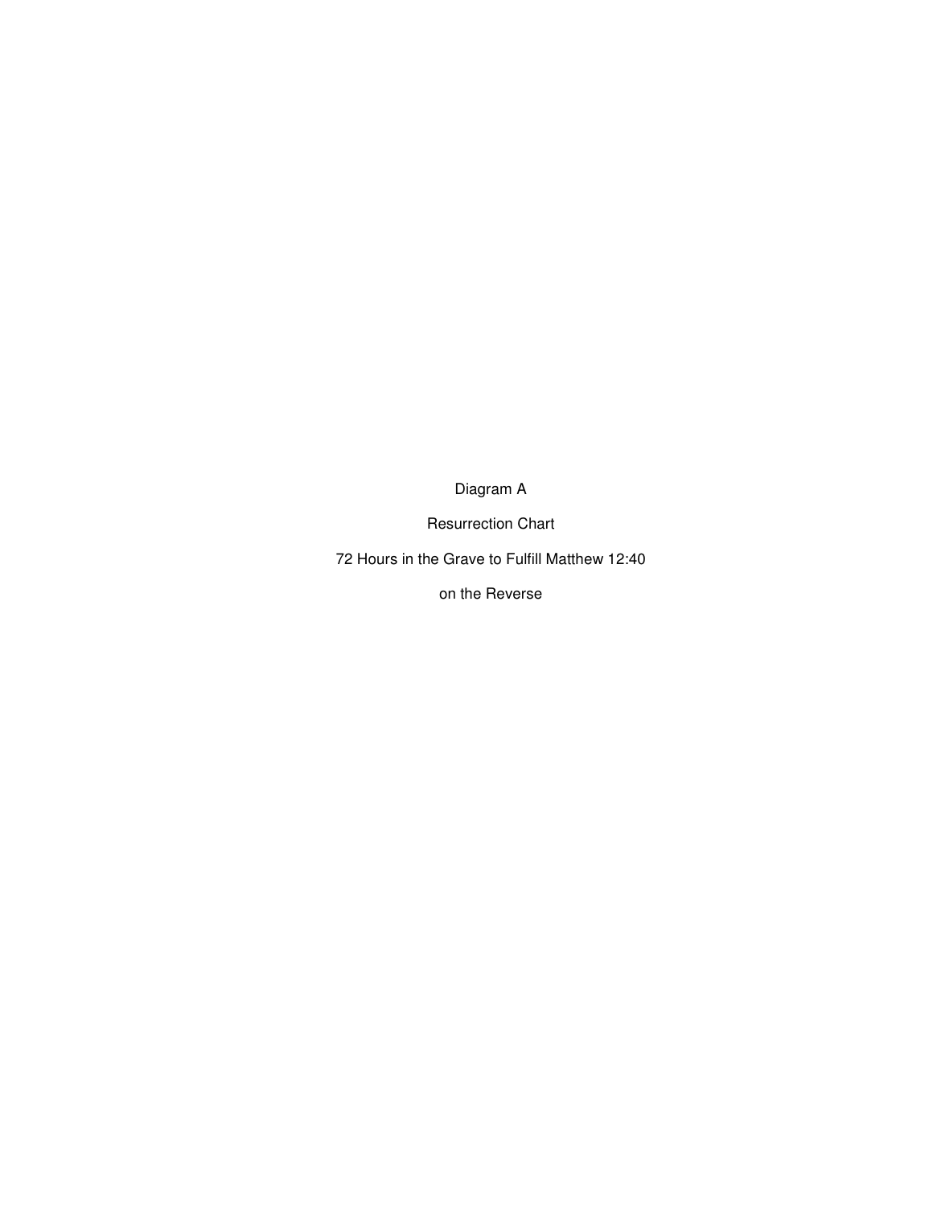Diagram A

Resurrection Chart

72 Hours in the Grave to Fulfill Matthew 12:40

on the Reverse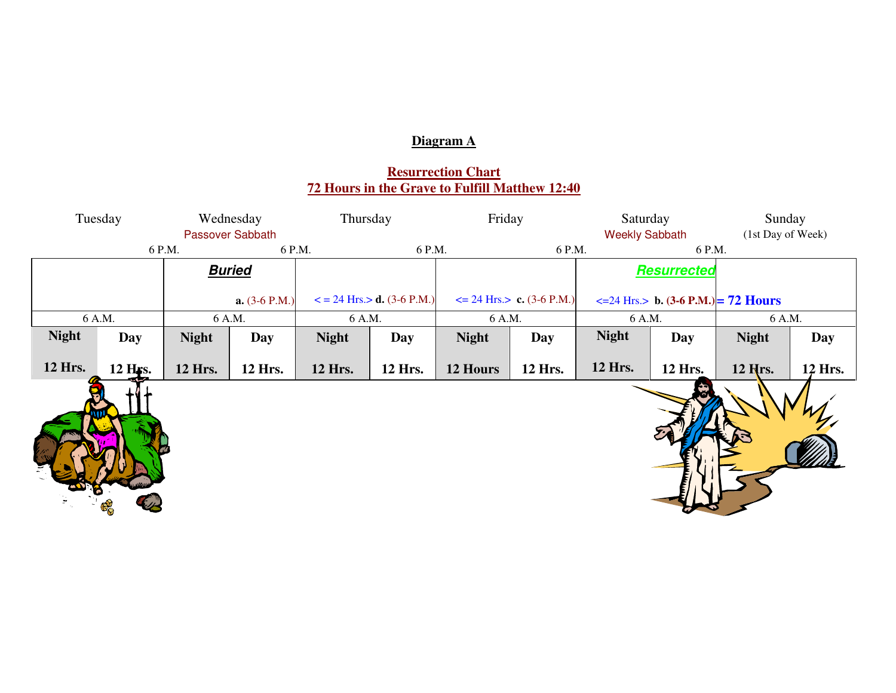**Diagram A**

**Resurrection Chart**
**72 Hours in the Grave to Fulfill Matthew 12:40**

| Tuesday | | Wednesday<br>Passover Sabbath | | Thursday | | Friday | | Saturday<br>Weekly Sabbath | | Sunday<br>(1st Day of Week) | |
|---|---|---|---|---|---|---|---|---|---|---|---|
| | 6 P.M. | | 6 P.M. | | 6 P.M. | | 6 P.M. | | 6 P.M. | | |
| | | ***Buried*** a. (3-6 P.M.) | | <= 24 Hrs.> d. (3-6 P.M.) | | <= 24 Hrs.> c. (3-6 P.M.) | | ***Resurrected*** <=24 Hrs.> **b. (3-6 P.M.)** | | **= 72 Hours** | |
| 6 A.M. | | 6 A.M. | | 6 A.M. | | 6 A.M. | | 6 A.M. | | 6 A.M. | |
| **Night** | **Day** | **Night** | **Day** | **Night** | **Day** | **Night** | **Day** | **Night** | **Day** | **Night** | **Day** |
| **12 Hrs.** | **12 Hrs.** | **12 Hrs.** | **12 Hrs.** | **12 Hrs.** | **12 Hrs.** | **12 Hours** | **12 Hrs.** | **12 Hrs.** | **12 Hrs.** | **12 Hrs.** | **12 Hrs.** |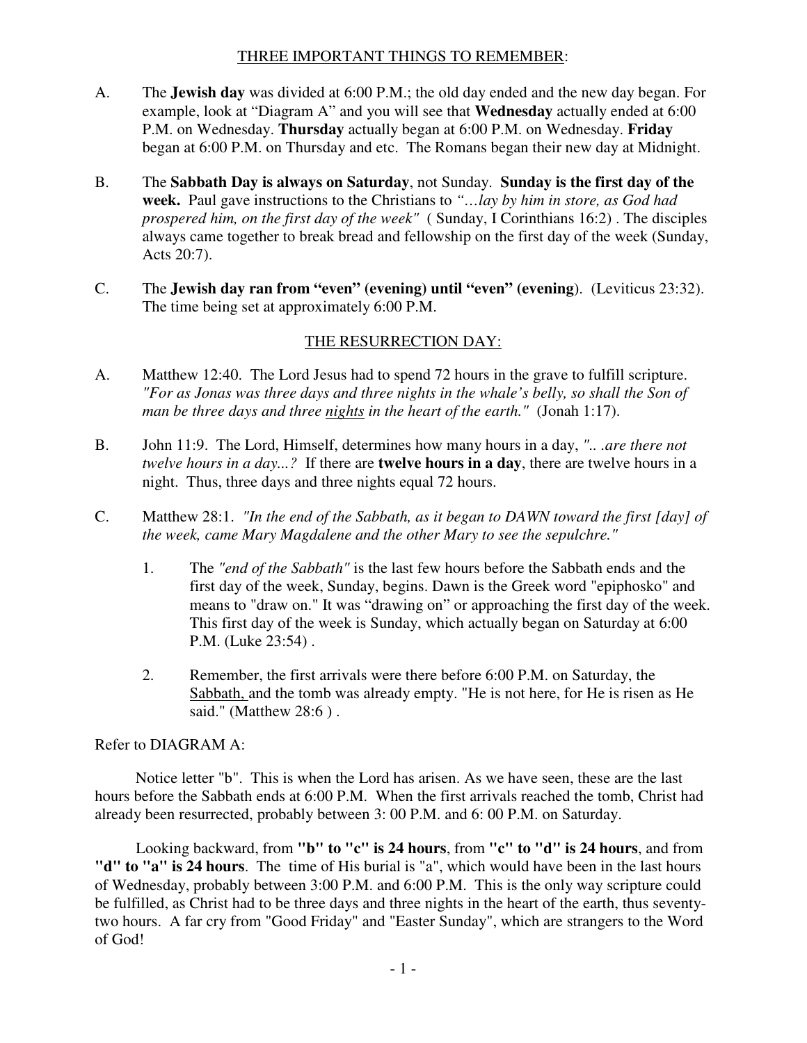## THREE IMPORTANT THINGS TO REMEMBER:

A. The **Jewish day** was divided at 6:00 P.M.; the old day ended and the new day began. For example, look at "Diagram A" and you will see that **Wednesday** actually ended at 6:00 P.M. on Wednesday. **Thursday** actually began at 6:00 P.M. on Wednesday. **Friday** began at 6:00 P.M. on Thursday and etc. The Romans began their new day at Midnight.

B. The **Sabbath Day is always on Saturday**, not Sunday. **Sunday is the first day of the week.** Paul gave instructions to the Christians to *"…lay by him in store, as God had prospered him, on the first day of the week"* ( Sunday, I Corinthians 16:2) . The disciples always came together to break bread and fellowship on the first day of the week (Sunday, Acts 20:7).

C. The **Jewish day ran from "even" (evening) until "even" (evening)**. (Leviticus 23:32). The time being set at approximately 6:00 P.M.

## THE RESURRECTION DAY:

A. Matthew 12:40. The Lord Jesus had to spend 72 hours in the grave to fulfill scripture. *"For as Jonas was three days and three nights in the whale's belly, so shall the Son of man be three days and three nights in the heart of the earth."* (Jonah 1:17).

B. John 11:9. The Lord, Himself, determines how many hours in a day, *".. .are there not twelve hours in a day...?* If there are **twelve hours in a day**, there are twelve hours in a night. Thus, three days and three nights equal 72 hours.

C. Matthew 28:1. *"In the end of the Sabbath, as it began to DAWN toward the first [day] of the week, came Mary Magdalene and the other Mary to see the sepulchre."*

1. The *"end of the Sabbath"* is the last few hours before the Sabbath ends and the first day of the week, Sunday, begins. Dawn is the Greek word "epiphosko" and means to "draw on." It was "drawing on" or approaching the first day of the week. This first day of the week is Sunday, which actually began on Saturday at 6:00 P.M. (Luke 23:54) .

2. Remember, the first arrivals were there before 6:00 P.M. on Saturday, the Sabbath, and the tomb was already empty. "He is not here, for He is risen as He said." (Matthew 28:6 ) .

Refer to DIAGRAM A:

Notice letter "b". This is when the Lord has arisen. As we have seen, these are the last hours before the Sabbath ends at 6:00 P.M. When the first arrivals reached the tomb, Christ had already been resurrected, probably between 3: 00 P.M. and 6: 00 P.M. on Saturday.

Looking backward, from **"b" to "c" is 24 hours**, from **"c" to "d" is 24 hours**, and from **"d" to "a" is 24 hours**. The time of His burial is "a", which would have been in the last hours of Wednesday, probably between 3:00 P.M. and 6:00 P.M. This is the only way scripture could be fulfilled, as Christ had to be three days and three nights in the heart of the earth, thus seventy-two hours. A far cry from "Good Friday" and "Easter Sunday", which are strangers to the Word of God!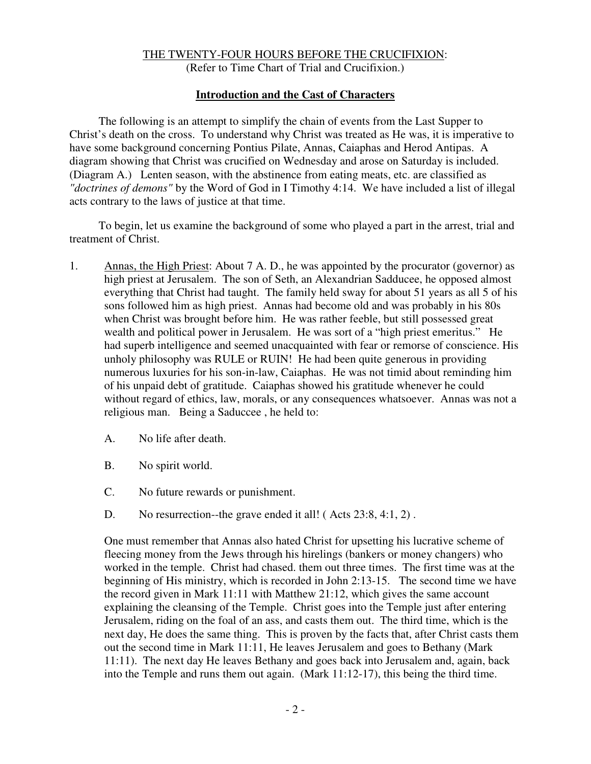THE TWENTY-FOUR HOURS BEFORE THE CRUCIFIXION:
(Refer to Time Chart of Trial and Crucifixion.)

## Introduction and the Cast of Characters

The following is an attempt to simplify the chain of events from the Last Supper to Christ's death on the cross. To understand why Christ was treated as He was, it is imperative to have some background concerning Pontius Pilate, Annas, Caiaphas and Herod Antipas. A diagram showing that Christ was crucified on Wednesday and arose on Saturday is included. (Diagram A.) Lenten season, with the abstinence from eating meats, etc. are classified as *"doctrines of demons"* by the Word of God in I Timothy 4:14. We have included a list of illegal acts contrary to the laws of justice at that time.

To begin, let us examine the background of some who played a part in the arrest, trial and treatment of Christ.

1. Annas, the High Priest: About 7 A. D., he was appointed by the procurator (governor) as high priest at Jerusalem. The son of Seth, an Alexandrian Sadducee, he opposed almost everything that Christ had taught. The family held sway for about 51 years as all 5 of his sons followed him as high priest. Annas had become old and was probably in his 80s when Christ was brought before him. He was rather feeble, but still possessed great wealth and political power in Jerusalem. He was sort of a "high priest emeritus." He had superb intelligence and seemed unacquainted with fear or remorse of conscience. His unholy philosophy was RULE or RUIN! He had been quite generous in providing numerous luxuries for his son-in-law, Caiaphas. He was not timid about reminding him of his unpaid debt of gratitude. Caiaphas showed his gratitude whenever he could without regard of ethics, law, morals, or any consequences whatsoever. Annas was not a religious man. Being a Saduccee , he held to:

   A. No life after death.

   B. No spirit world.

   C. No future rewards or punishment.

   D. No resurrection--the grave ended it all! ( Acts 23:8, 4:1, 2) .

   One must remember that Annas also hated Christ for upsetting his lucrative scheme of fleecing money from the Jews through his hirelings (bankers or money changers) who worked in the temple. Christ had chased. them out three times. The first time was at the beginning of His ministry, which is recorded in John 2:13-15. The second time we have the record given in Mark 11:11 with Matthew 21:12, which gives the same account explaining the cleansing of the Temple. Christ goes into the Temple just after entering Jerusalem, riding on the foal of an ass, and casts them out. The third time, which is the next day, He does the same thing. This is proven by the facts that, after Christ casts them out the second time in Mark 11:11, He leaves Jerusalem and goes to Bethany (Mark 11:11). The next day He leaves Bethany and goes back into Jerusalem and, again, back into the Temple and runs them out again. (Mark 11:12-17), this being the third time.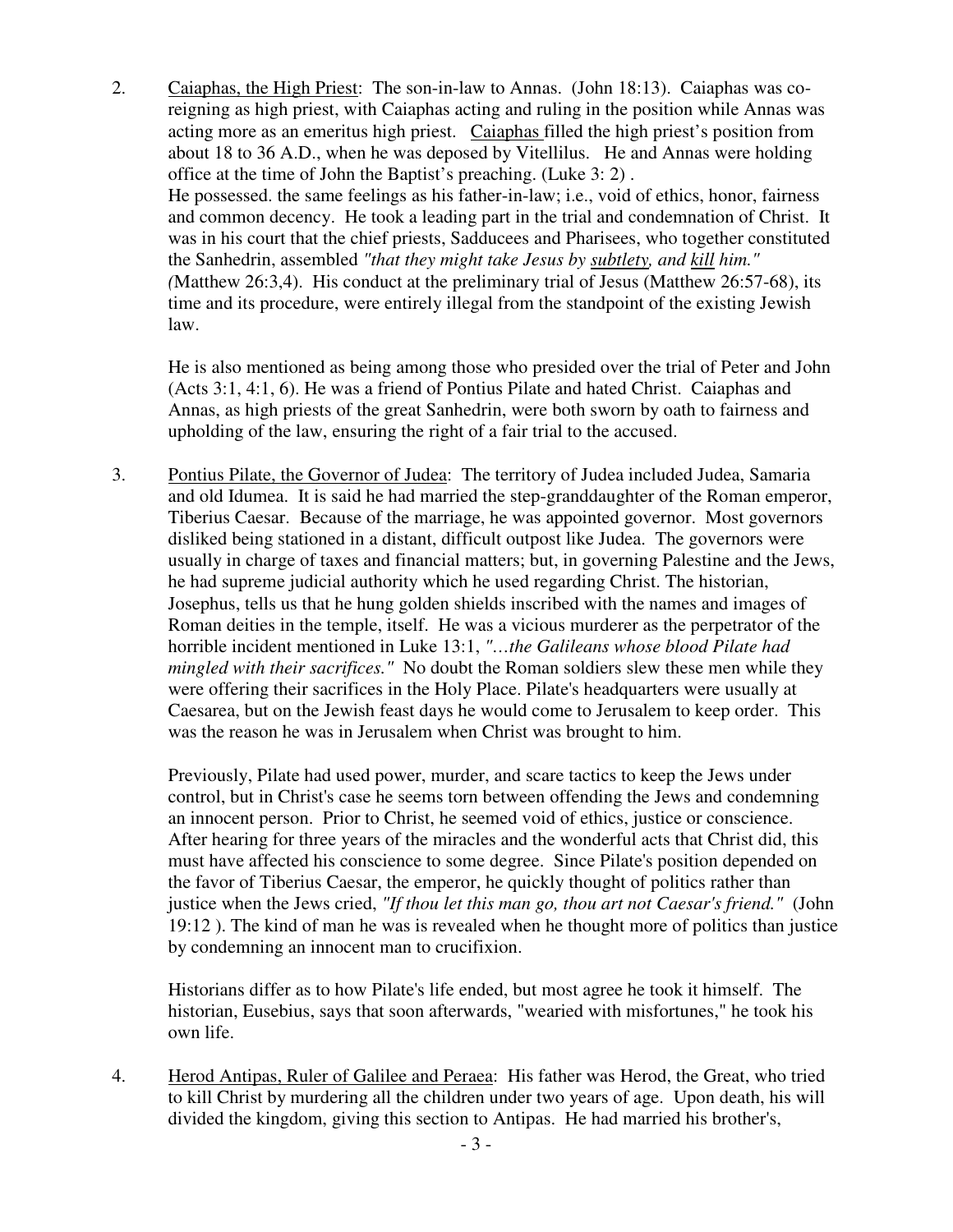2. <u>Caiaphas, the High Priest</u>: The son-in-law to Annas. (John 18:13). Caiaphas was co-reigning as high priest, with Caiaphas acting and ruling in the position while Annas was acting more as an emeritus high priest. <u>Caiaphas</u> filled the high priest's position from about 18 to 36 A.D., when he was deposed by Vitellilus. He and Annas were holding office at the time of John the Baptist's preaching. (Luke 3: 2) .
   He possessed. the same feelings as his father-in-law; i.e., void of ethics, honor, fairness and common decency. He took a leading part in the trial and condemnation of Christ. It was in his court that the chief priests, Sadducees and Pharisees, who together constituted the Sanhedrin, assembled *"that they might take Jesus by <u>subtlety</u>, and <u>kill</u> him."* (Matthew 26:3,4). His conduct at the preliminary trial of Jesus (Matthew 26:57-68), its time and its procedure, were entirely illegal from the standpoint of the existing Jewish law.

   He is also mentioned as being among those who presided over the trial of Peter and John (Acts 3:1, 4:1, 6). He was a friend of Pontius Pilate and hated Christ. Caiaphas and Annas, as high priests of the great Sanhedrin, were both sworn by oath to fairness and upholding of the law, ensuring the right of a fair trial to the accused.

3. <u>Pontius Pilate, the Governor of Judea</u>: The territory of Judea included Judea, Samaria and old Idumea. It is said he had married the step-granddaughter of the Roman emperor, Tiberius Caesar. Because of the marriage, he was appointed governor. Most governors disliked being stationed in a distant, difficult outpost like Judea. The governors were usually in charge of taxes and financial matters; but, in governing Palestine and the Jews, he had supreme judicial authority which he used regarding Christ. The historian, Josephus, tells us that he hung golden shields inscribed with the names and images of Roman deities in the temple, itself. He was a vicious murderer as the perpetrator of the horrible incident mentioned in Luke 13:1, *"…the Galileans whose blood Pilate had mingled with their sacrifices."* No doubt the Roman soldiers slew these men while they were offering their sacrifices in the Holy Place. Pilate's headquarters were usually at Caesarea, but on the Jewish feast days he would come to Jerusalem to keep order. This was the reason he was in Jerusalem when Christ was brought to him.

   Previously, Pilate had used power, murder, and scare tactics to keep the Jews under control, but in Christ's case he seems torn between offending the Jews and condemning an innocent person. Prior to Christ, he seemed void of ethics, justice or conscience. After hearing for three years of the miracles and the wonderful acts that Christ did, this must have affected his conscience to some degree. Since Pilate's position depended on the favor of Tiberius Caesar, the emperor, he quickly thought of politics rather than justice when the Jews cried, *"If thou let this man go, thou art not Caesar's friend."* (John 19:12 ). The kind of man he was is revealed when he thought more of politics than justice by condemning an innocent man to crucifixion.

   Historians differ as to how Pilate's life ended, but most agree he took it himself. The historian, Eusebius, says that soon afterwards, "wearied with misfortunes," he took his own life.

4. <u>Herod Antipas, Ruler of Galilee and Peraea</u>: His father was Herod, the Great, who tried to kill Christ by murdering all the children under two years of age. Upon death, his will divided the kingdom, giving this section to Antipas. He had married his brother's,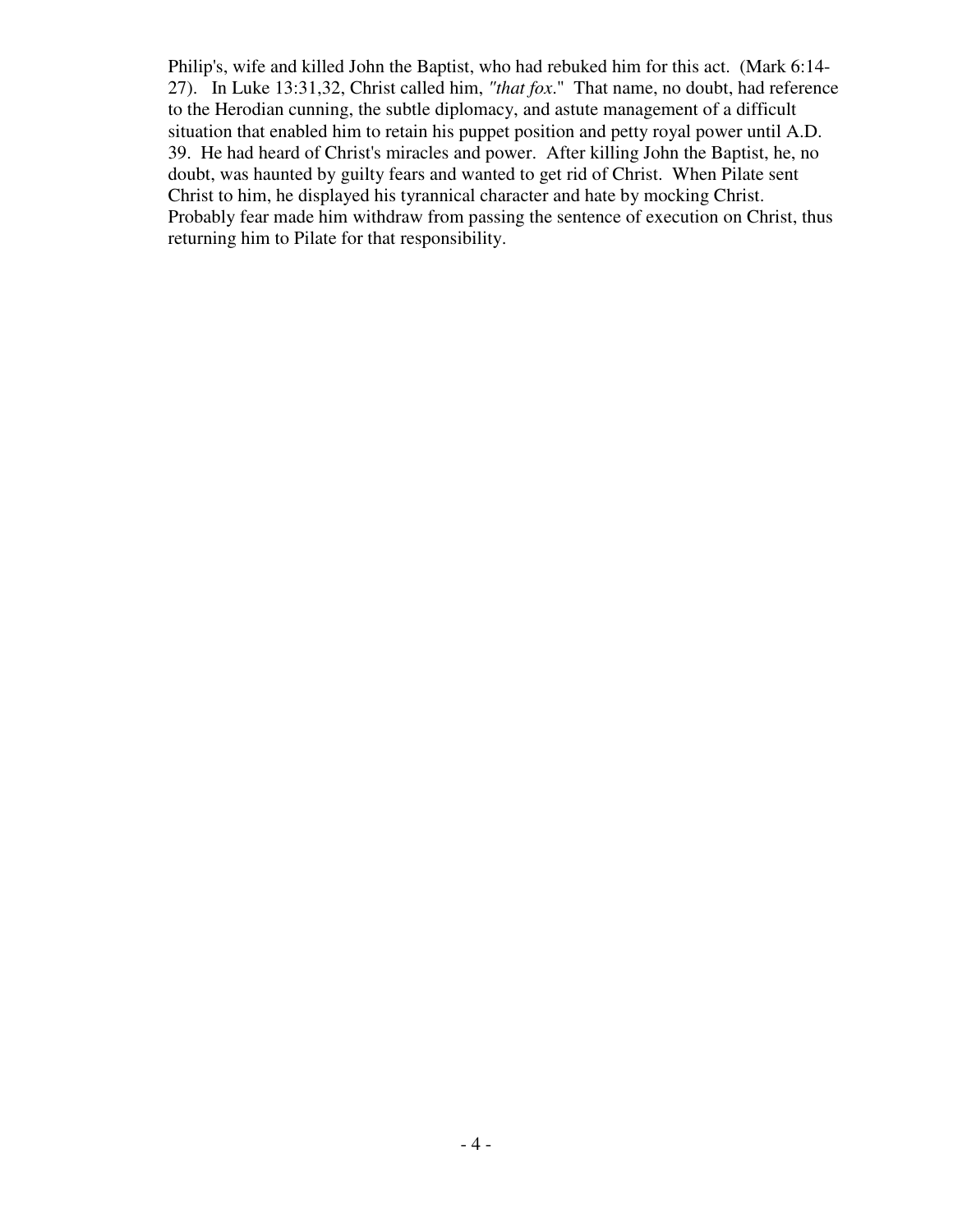Philip's, wife and killed John the Baptist, who had rebuked him for this act. (Mark 6:14-27). In Luke 13:31,32, Christ called him, *"that fox*." That name, no doubt, had reference to the Herodian cunning, the subtle diplomacy, and astute management of a difficult situation that enabled him to retain his puppet position and petty royal power until A.D. 39. He had heard of Christ's miracles and power. After killing John the Baptist, he, no doubt, was haunted by guilty fears and wanted to get rid of Christ. When Pilate sent Christ to him, he displayed his tyrannical character and hate by mocking Christ. Probably fear made him withdraw from passing the sentence of execution on Christ, thus returning him to Pilate for that responsibility.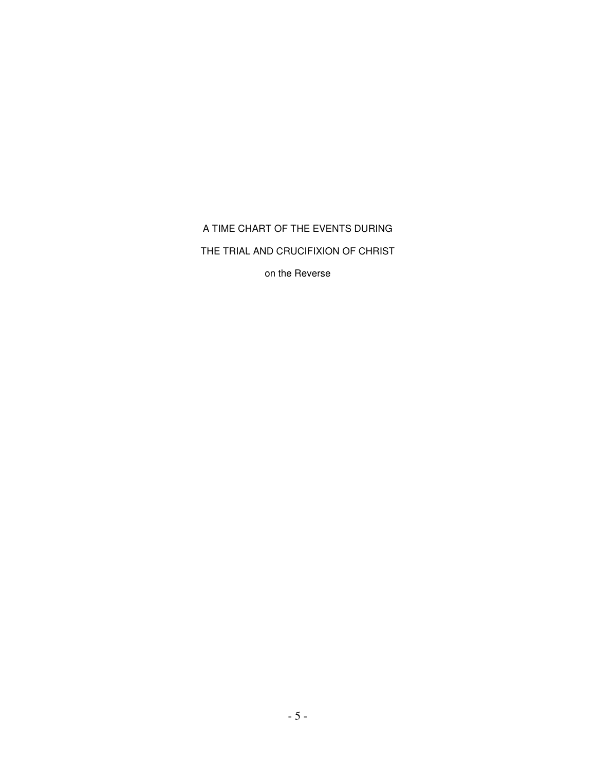A TIME CHART OF THE EVENTS DURING

THE TRIAL AND CRUCIFIXION OF CHRIST

on the Reverse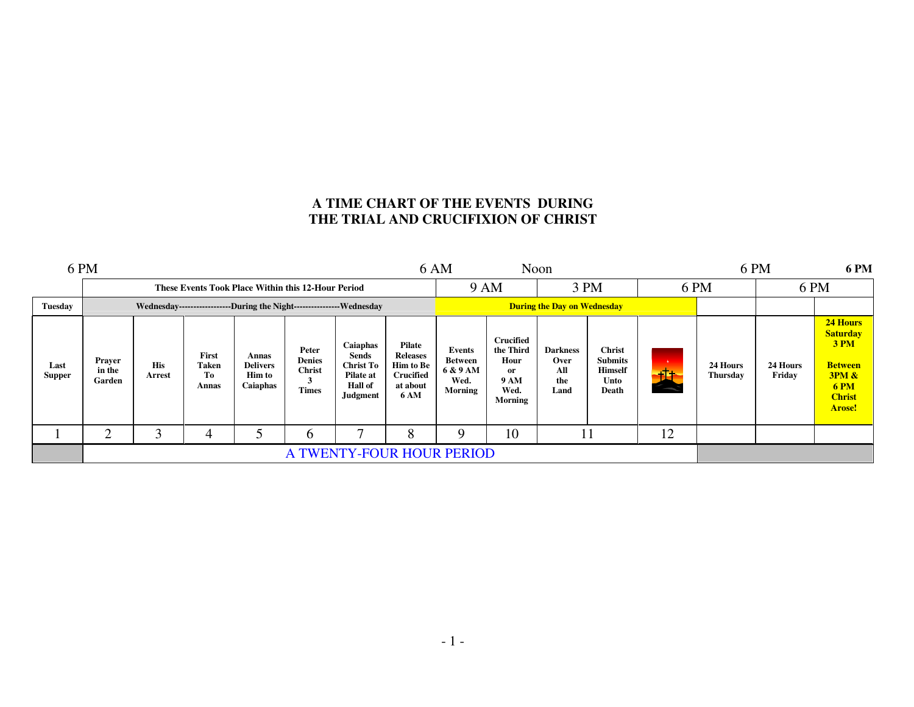# A TIME CHART OF THE EVENTS DURING THE TRIAL AND CRUCIFIXION OF CHRIST

| 6 PM | | | | | | | | 6 AM | | Noon | | | 6 PM | | 6 PM |
|---|---|---|---|---|---|---|---|---|---|---|---|---|---|---|---|
| | These Events Took Place Within this 12-Hour Period | | | | | | | 9 AM | | 3 PM | | 6 PM | | 6 PM | |
| Tuesday | Wednesday------------------During the Night----------------Wednesday | | | | | | | During the Day on Wednesday | | | | | | | |
| Last Supper | Prayer in the Garden | His Arrest | First Taken To Annas | Annas Delivers Him to Caiaphas | Peter Denies Christ 3 Times | Caiaphas Sends Christ To Pilate at Hall of Judgment | Pilate Releases Him to Be Crucified at about 6 AM | Events Between 6 & 9 AM Wed. Morning | Crucified the Third Hour or 9 AM Wed. Morning | Darkness Over All the Land | Christ Submits Himself Unto Death | | 24 Hours Thursday | 24 Hours Friday | **24 Hours Saturday 3 PM Between 3PM & 6 PM Christ Arose!** |
| 1 | 2 | 3 | 4 | 5 | 6 | 7 | 8 | 9 | 10 | 11 | | 12 | | | |
| | A TWENTY-FOUR HOUR PERIOD | | | | | | | | | | | | | | |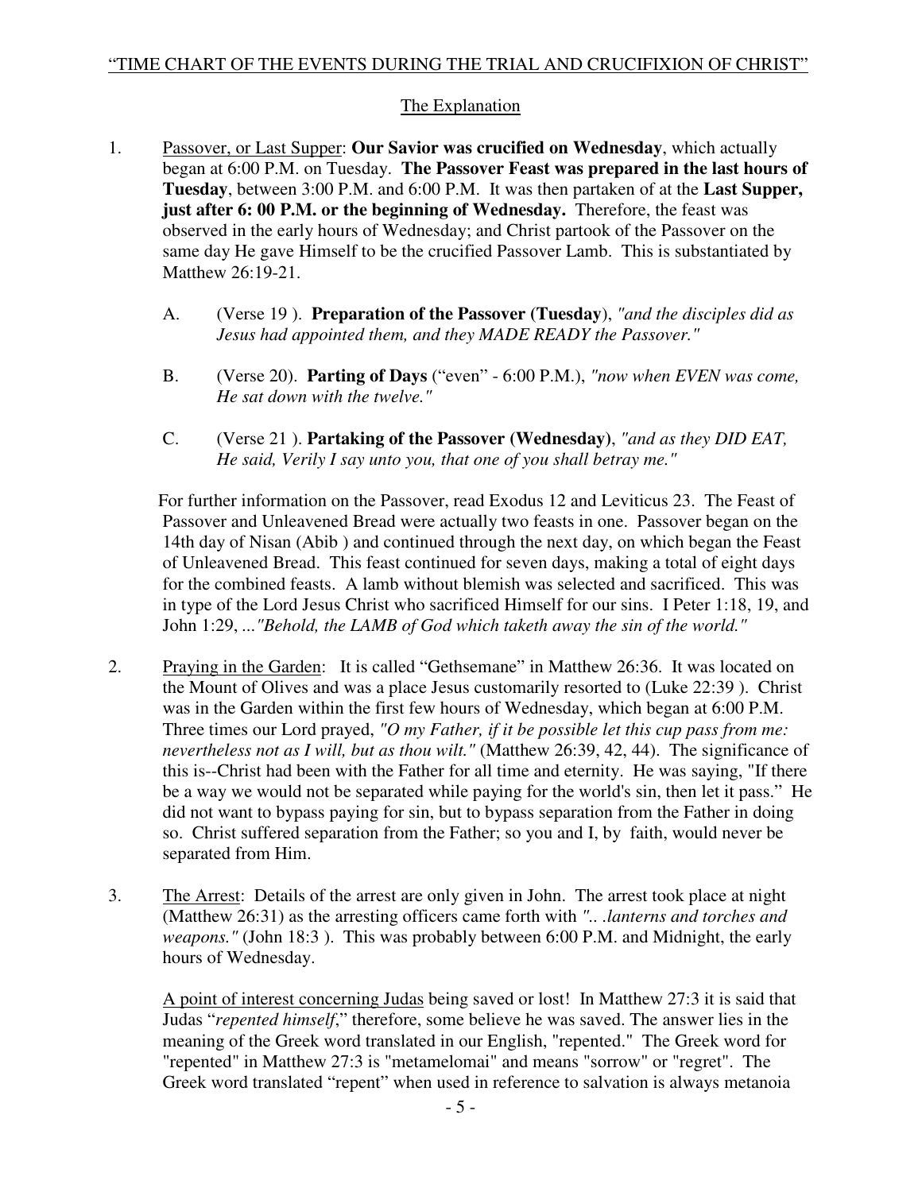"TIME CHART OF THE EVENTS DURING THE TRIAL AND CRUCIFIXION OF CHRIST"

The Explanation

1. Passover, or Last Supper: **Our Savior was crucified on Wednesday**, which actually began at 6:00 P.M. on Tuesday. **The Passover Feast was prepared in the last hours of Tuesday**, between 3:00 P.M. and 6:00 P.M. It was then partaken of at the **Last Supper, just after 6: 00 P.M. or the beginning of Wednesday.** Therefore, the feast was observed in the early hours of Wednesday; and Christ partook of the Passover on the same day He gave Himself to be the crucified Passover Lamb. This is substantiated by Matthew 26:19-21.

   A. (Verse 19 ). **Preparation of the Passover (Tuesday**), *"and the disciples did as Jesus had appointed them, and they MADE READY the Passover."*

   B. (Verse 20). **Parting of Days** ("even" - 6:00 P.M.), *"now when EVEN was come, He sat down with the twelve."*

   C. (Verse 21 ). **Partaking of the Passover (Wednesday)**, *"and as they DID EAT, He said, Verily I say unto you, that one of you shall betray me."*

   For further information on the Passover, read Exodus 12 and Leviticus 23. The Feast of Passover and Unleavened Bread were actually two feasts in one. Passover began on the 14th day of Nisan (Abib ) and continued through the next day, on which began the Feast of Unleavened Bread. This feast continued for seven days, making a total of eight days for the combined feasts. A lamb without blemish was selected and sacrificed. This was in type of the Lord Jesus Christ who sacrificed Himself for our sins. I Peter 1:18, 19, and John 1:29, ...*"Behold, the LAMB of God which taketh away the sin of the world."*

2. Praying in the Garden: It is called "Gethsemane" in Matthew 26:36. It was located on the Mount of Olives and was a place Jesus customarily resorted to (Luke 22:39 ). Christ was in the Garden within the first few hours of Wednesday, which began at 6:00 P.M. Three times our Lord prayed, *"O my Father, if it be possible let this cup pass from me: nevertheless not as I will, but as thou wilt."* (Matthew 26:39, 42, 44). The significance of this is--Christ had been with the Father for all time and eternity. He was saying, "If there be a way we would not be separated while paying for the world's sin, then let it pass." He did not want to bypass paying for sin, but to bypass separation from the Father in doing so. Christ suffered separation from the Father; so you and I, by faith, would never be separated from Him.

3. The Arrest: Details of the arrest are only given in John. The arrest took place at night (Matthew 26:31) as the arresting officers came forth with *".. .lanterns and torches and weapons."* (John 18:3 ). This was probably between 6:00 P.M. and Midnight, the early hours of Wednesday.

   A point of interest concerning Judas being saved or lost! In Matthew 27:3 it is said that Judas "*repented himself*," therefore, some believe he was saved. The answer lies in the meaning of the Greek word translated in our English, "repented." The Greek word for "repented" in Matthew 27:3 is "metamelomai" and means "sorrow" or "regret". The Greek word translated "repent" when used in reference to salvation is always metanoia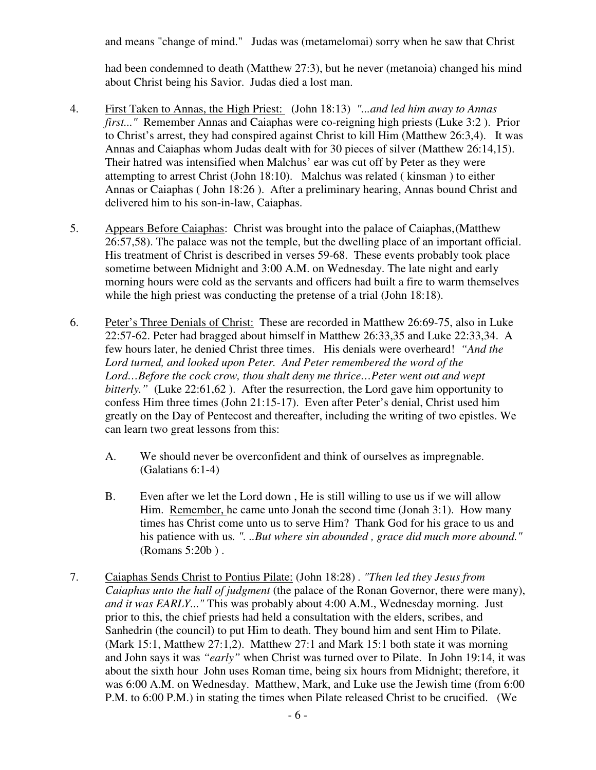and means "change of mind." Judas was (metamelomai) sorry when he saw that Christ

had been condemned to death (Matthew 27:3), but he never (metanoia) changed his mind about Christ being his Savior. Judas died a lost man.

4. <u>First Taken to Annas, the High Priest:</u> (John 18:13) *"...and led him away to Annas first..."* Remember Annas and Caiaphas were co-reigning high priests (Luke 3:2 ). Prior to Christ's arrest, they had conspired against Christ to kill Him (Matthew 26:3,4). It was Annas and Caiaphas whom Judas dealt with for 30 pieces of silver (Matthew 26:14,15). Their hatred was intensified when Malchus' ear was cut off by Peter as they were attempting to arrest Christ (John 18:10). Malchus was related ( kinsman ) to either Annas or Caiaphas ( John 18:26 ). After a preliminary hearing, Annas bound Christ and delivered him to his son-in-law, Caiaphas.

5. <u>Appears Before Caiaphas</u>: Christ was brought into the palace of Caiaphas,(Matthew 26:57,58). The palace was not the temple, but the dwelling place of an important official. His treatment of Christ is described in verses 59-68. These events probably took place sometime between Midnight and 3:00 A.M. on Wednesday. The late night and early morning hours were cold as the servants and officers had built a fire to warm themselves while the high priest was conducting the pretense of a trial (John 18:18).

6. <u>Peter's Three Denials of Christ:</u> These are recorded in Matthew 26:69-75, also in Luke 22:57-62. Peter had bragged about himself in Matthew 26:33,35 and Luke 22:33,34. A few hours later, he denied Christ three times. His denials were overheard! *"And the Lord turned, and looked upon Peter. And Peter remembered the word of the Lord…Before the cock crow, thou shalt deny me thrice…Peter went out and wept bitterly."* (Luke 22:61,62 ). After the resurrection, the Lord gave him opportunity to confess Him three times (John 21:15-17). Even after Peter's denial, Christ used him greatly on the Day of Pentecost and thereafter, including the writing of two epistles. We can learn two great lessons from this:

   A. We should never be overconfident and think of ourselves as impregnable. (Galatians 6:1-4)

   B. Even after we let the Lord down , He is still willing to use us if we will allow Him. <u>Remember,</u> he came unto Jonah the second time (Jonah 3:1). How many times has Christ come unto us to serve Him? Thank God for his grace to us and his patience with us*. ". ..But where sin abounded , grace did much more abound."* (Romans 5:20b ) .

7. <u>Caiaphas Sends Christ to Pontius Pilate:</u> (John 18:28) . *"Then led they Jesus from Caiaphas unto the hall of judgment* (the palace of the Ronan Governor, there were many), *and it was EARLY..."* This was probably about 4:00 A.M., Wednesday morning. Just prior to this, the chief priests had held a consultation with the elders, scribes, and Sanhedrin (the council) to put Him to death. They bound him and sent Him to Pilate. (Mark 15:1, Matthew 27:1,2). Matthew 27:1 and Mark 15:1 both state it was morning and John says it was *"early"* when Christ was turned over to Pilate. In John 19:14, it was about the sixth hour John uses Roman time, being six hours from Midnight; therefore, it was 6:00 A.M. on Wednesday. Matthew, Mark, and Luke use the Jewish time (from 6:00 P.M. to 6:00 P.M.) in stating the times when Pilate released Christ to be crucified. (We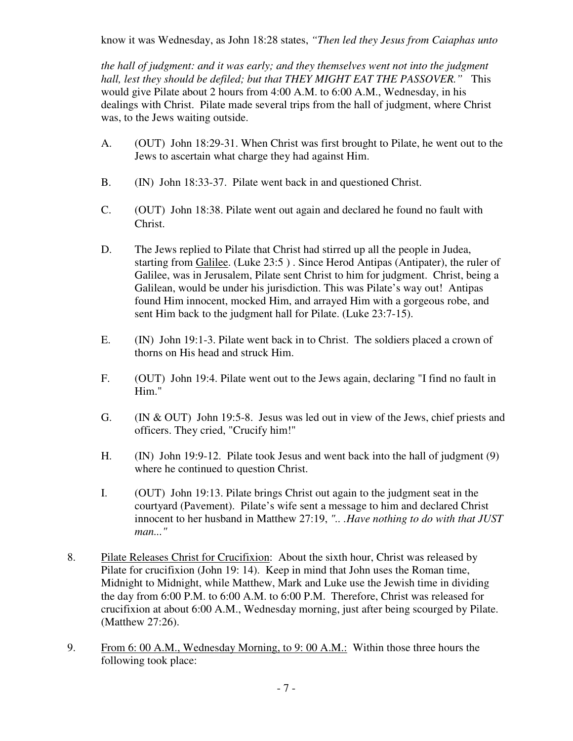know it was Wednesday, as John 18:28 states, *"Then led they Jesus from Caiaphas unto the hall of judgment: and it was early; and they themselves went not into the judgment hall, lest they should be defiled; but that THEY MIGHT EAT THE PASSOVER."* This would give Pilate about 2 hours from 4:00 A.M. to 6:00 A.M., Wednesday, in his dealings with Christ. Pilate made several trips from the hall of judgment, where Christ was, to the Jews waiting outside.

A. (OUT) John 18:29-31. When Christ was first brought to Pilate, he went out to the Jews to ascertain what charge they had against Him.

B. (IN) John 18:33-37. Pilate went back in and questioned Christ.

C. (OUT) John 18:38. Pilate went out again and declared he found no fault with Christ.

D. The Jews replied to Pilate that Christ had stirred up all the people in Judea, starting from <u>Galilee</u>. (Luke 23:5 ) . Since Herod Antipas (Antipater), the ruler of Galilee, was in Jerusalem, Pilate sent Christ to him for judgment. Christ, being a Galilean, would be under his jurisdiction. This was Pilate's way out! Antipas found Him innocent, mocked Him, and arrayed Him with a gorgeous robe, and sent Him back to the judgment hall for Pilate. (Luke 23:7-15).

E. (IN) John 19:1-3. Pilate went back in to Christ. The soldiers placed a crown of thorns on His head and struck Him.

F. (OUT) John 19:4. Pilate went out to the Jews again, declaring "I find no fault in Him."

G. (IN & OUT) John 19:5-8. Jesus was led out in view of the Jews, chief priests and officers. They cried, "Crucify him!"

H. (IN) John 19:9-12. Pilate took Jesus and went back into the hall of judgment (9) where he continued to question Christ.

I. (OUT) John 19:13. Pilate brings Christ out again to the judgment seat in the courtyard (Pavement). Pilate's wife sent a message to him and declared Christ innocent to her husband in Matthew 27:19, *".. .Have nothing to do with that JUST man..."*

8. <u>Pilate Releases Christ for Crucifixion</u>: About the sixth hour, Christ was released by Pilate for crucifixion (John 19: 14). Keep in mind that John uses the Roman time, Midnight to Midnight, while Matthew, Mark and Luke use the Jewish time in dividing the day from 6:00 P.M. to 6:00 A.M. to 6:00 P.M. Therefore, Christ was released for crucifixion at about 6:00 A.M., Wednesday morning, just after being scourged by Pilate. (Matthew 27:26).

9. <u>From 6: 00 A.M., Wednesday Morning, to 9: 00 A.M.:</u> Within those three hours the following took place: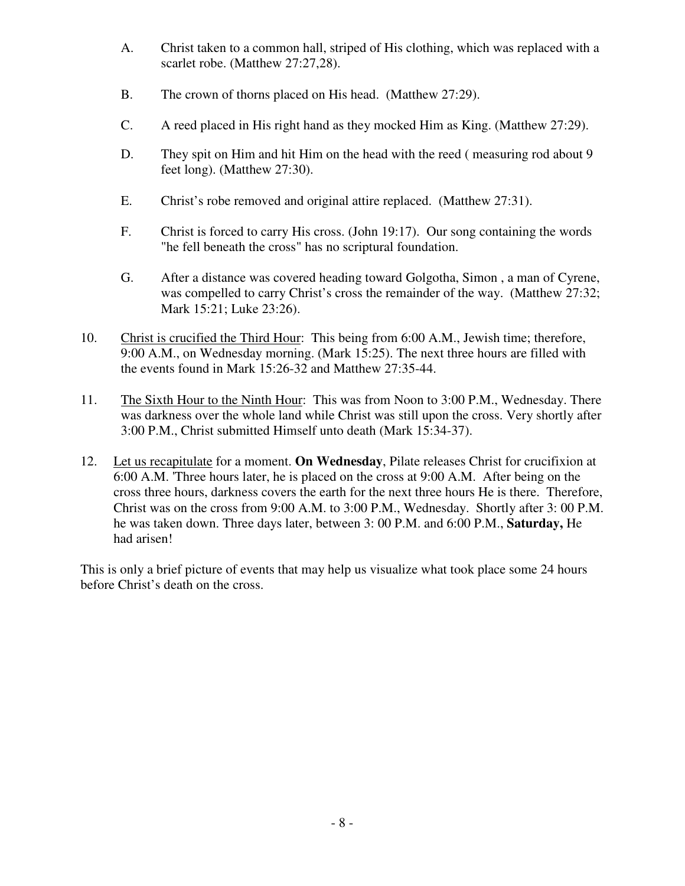A. Christ taken to a common hall, striped of His clothing, which was replaced with a scarlet robe. (Matthew 27:27,28).

B. The crown of thorns placed on His head. (Matthew 27:29).

C. A reed placed in His right hand as they mocked Him as King. (Matthew 27:29).

D. They spit on Him and hit Him on the head with the reed ( measuring rod about 9 feet long). (Matthew 27:30).

E. Christ's robe removed and original attire replaced. (Matthew 27:31).

F. Christ is forced to carry His cross. (John 19:17). Our song containing the words "he fell beneath the cross" has no scriptural foundation.

G. After a distance was covered heading toward Golgotha, Simon , a man of Cyrene, was compelled to carry Christ's cross the remainder of the way. (Matthew 27:32; Mark 15:21; Luke 23:26).

10. <u>Christ is crucified the Third Hour</u>: This being from 6:00 A.M., Jewish time; therefore, 9:00 A.M., on Wednesday morning. (Mark 15:25). The next three hours are filled with the events found in Mark 15:26-32 and Matthew 27:35-44.

11. <u>The Sixth Hour to the Ninth Hour</u>: This was from Noon to 3:00 P.M., Wednesday. There was darkness over the whole land while Christ was still upon the cross. Very shortly after 3:00 P.M., Christ submitted Himself unto death (Mark 15:34-37).

12. <u>Let us recapitulate</u> for a moment. **On Wednesday**, Pilate releases Christ for crucifixion at 6:00 A.M. 'Three hours later, he is placed on the cross at 9:00 A.M. After being on the cross three hours, darkness covers the earth for the next three hours He is there. Therefore, Christ was on the cross from 9:00 A.M. to 3:00 P.M., Wednesday. Shortly after 3: 00 P.M. he was taken down. Three days later, between 3: 00 P.M. and 6:00 P.M., **Saturday,** He had arisen!

This is only a brief picture of events that may help us visualize what took place some 24 hours before Christ's death on the cross.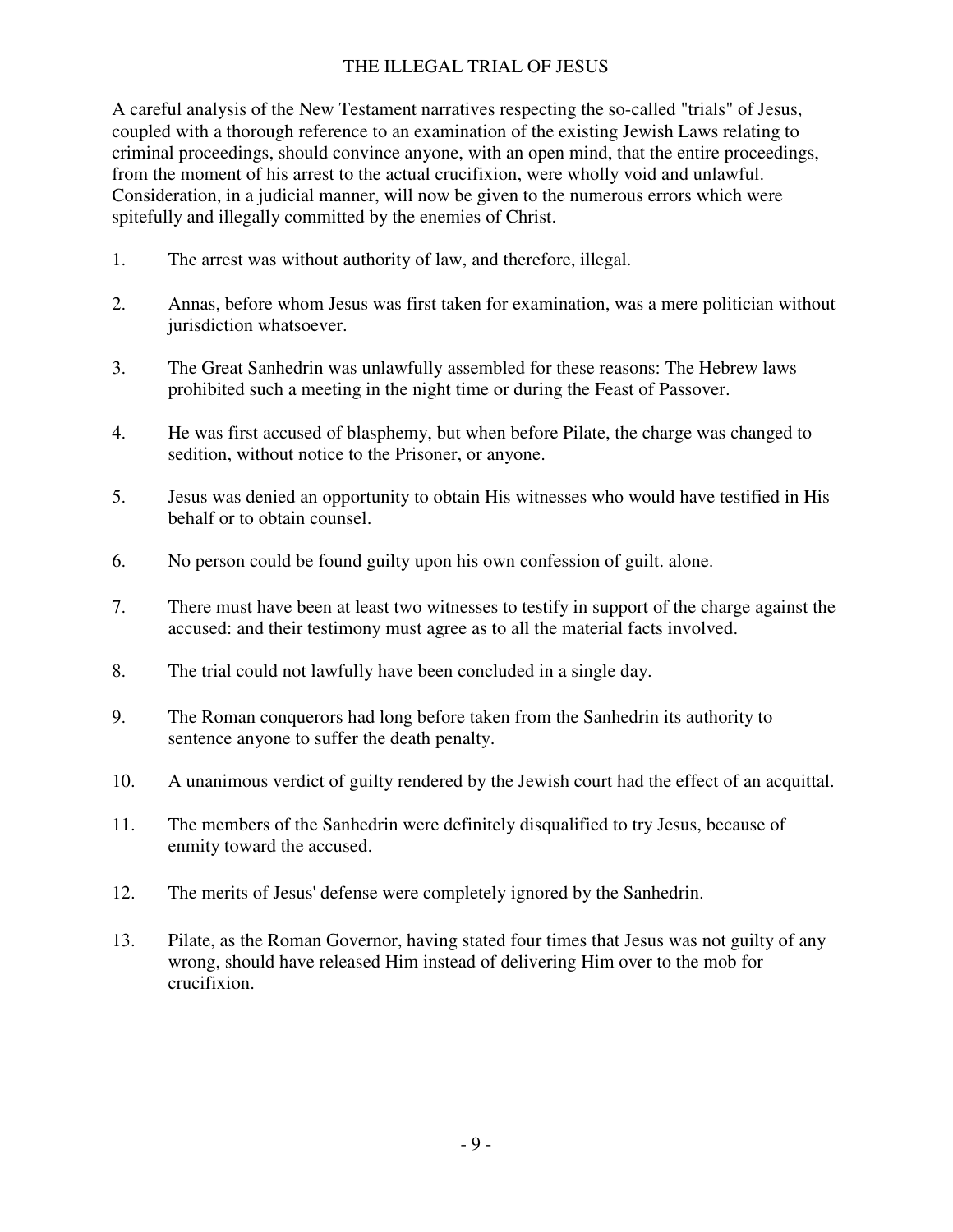# THE ILLEGAL TRIAL OF JESUS

A careful analysis of the New Testament narratives respecting the so-called "trials" of Jesus, coupled with a thorough reference to an examination of the existing Jewish Laws relating to criminal proceedings, should convince anyone, with an open mind, that the entire proceedings, from the moment of his arrest to the actual crucifixion, were wholly void and unlawful. Consideration, in a judicial manner, will now be given to the numerous errors which were spitefully and illegally committed by the enemies of Christ.

1. The arrest was without authority of law, and therefore, illegal.

2. Annas, before whom Jesus was first taken for examination, was a mere politician without jurisdiction whatsoever.

3. The Great Sanhedrin was unlawfully assembled for these reasons: The Hebrew laws prohibited such a meeting in the night time or during the Feast of Passover.

4. He was first accused of blasphemy, but when before Pilate, the charge was changed to sedition, without notice to the Prisoner, or anyone.

5. Jesus was denied an opportunity to obtain His witnesses who would have testified in His behalf or to obtain counsel.

6. No person could be found guilty upon his own confession of guilt. alone.

7. There must have been at least two witnesses to testify in support of the charge against the accused: and their testimony must agree as to all the material facts involved.

8. The trial could not lawfully have been concluded in a single day.

9. The Roman conquerors had long before taken from the Sanhedrin its authority to sentence anyone to suffer the death penalty.

10. A unanimous verdict of guilty rendered by the Jewish court had the effect of an acquittal.

11. The members of the Sanhedrin were definitely disqualified to try Jesus, because of enmity toward the accused.

12. The merits of Jesus' defense were completely ignored by the Sanhedrin.

13. Pilate, as the Roman Governor, having stated four times that Jesus was not guilty of any wrong, should have released Him instead of delivering Him over to the mob for crucifixion.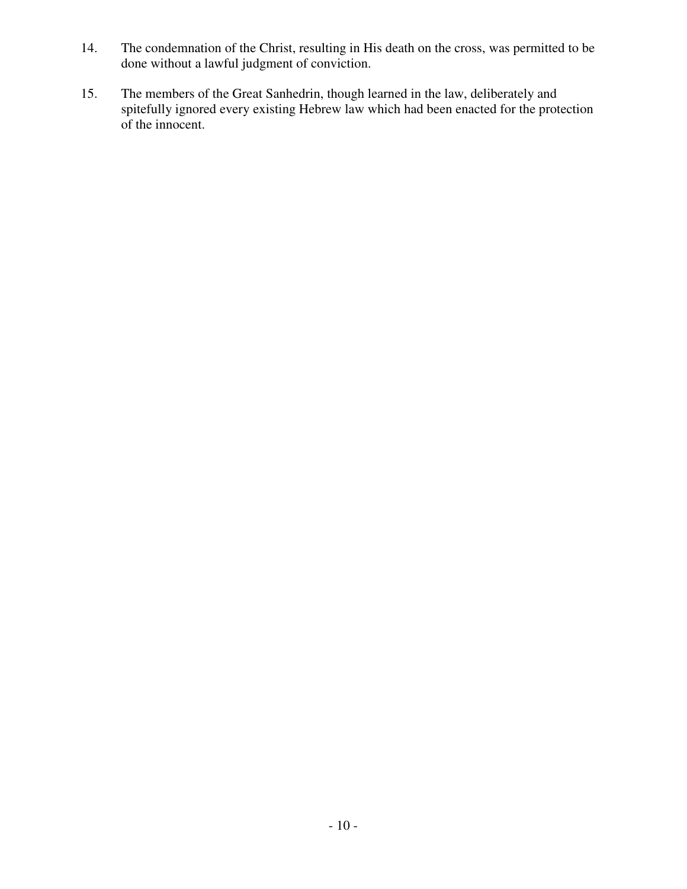14. The condemnation of the Christ, resulting in His death on the cross, was permitted to be done without a lawful judgment of conviction.

15. The members of the Great Sanhedrin, though learned in the law, deliberately and spitefully ignored every existing Hebrew law which had been enacted for the protection of the innocent.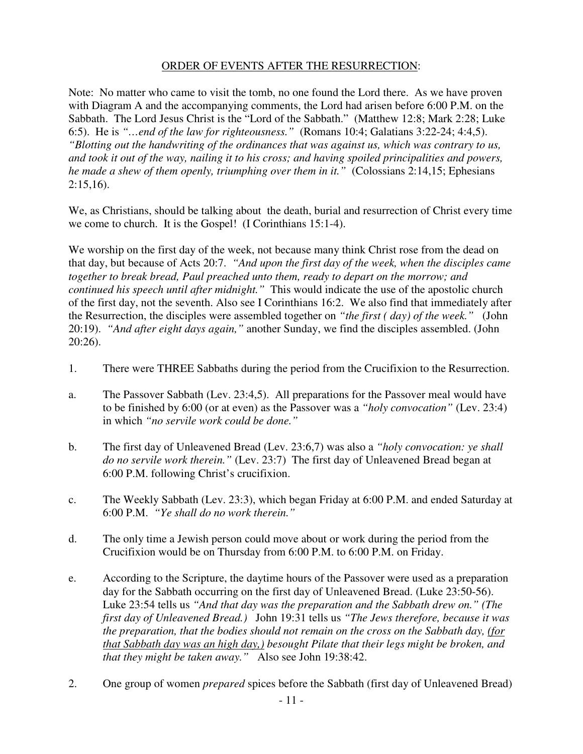<u>ORDER OF EVENTS AFTER THE RESURRECTION</u>:

Note: No matter who came to visit the tomb, no one found the Lord there. As we have proven with Diagram A and the accompanying comments, the Lord had arisen before 6:00 P.M. on the Sabbath. The Lord Jesus Christ is the "Lord of the Sabbath." (Matthew 12:8; Mark 2:28; Luke 6:5). He is *"…end of the law for righteousness."* (Romans 10:4; Galatians 3:22-24; 4:4,5). *"Blotting out the handwriting of the ordinances that was against us, which was contrary to us, and took it out of the way, nailing it to his cross; and having spoiled principalities and powers, he made a shew of them openly, triumphing over them in it."* (Colossians 2:14,15; Ephesians 2:15,16).

We, as Christians, should be talking about the death, burial and resurrection of Christ every time we come to church. It is the Gospel! (I Corinthians 15:1-4).

We worship on the first day of the week, not because many think Christ rose from the dead on that day, but because of Acts 20:7. *"And upon the first day of the week, when the disciples came together to break bread, Paul preached unto them, ready to depart on the morrow; and continued his speech until after midnight."* This would indicate the use of the apostolic church of the first day, not the seventh. Also see I Corinthians 16:2. We also find that immediately after the Resurrection, the disciples were assembled together on *"the first ( day) of the week."* (John 20:19). *"And after eight days again,"* another Sunday, we find the disciples assembled. (John 20:26).

1. There were THREE Sabbaths during the period from the Crucifixion to the Resurrection.

a. The Passover Sabbath (Lev. 23:4,5). All preparations for the Passover meal would have to be finished by 6:00 (or at even) as the Passover was a *"holy convocation"* (Lev. 23:4) in which *"no servile work could be done."*

b. The first day of Unleavened Bread (Lev. 23:6,7) was also a *"holy convocation: ye shall do no servile work therein."* (Lev. 23:7) The first day of Unleavened Bread began at 6:00 P.M. following Christ's crucifixion.

c. The Weekly Sabbath (Lev. 23:3), which began Friday at 6:00 P.M. and ended Saturday at 6:00 P.M. *"Ye shall do no work therein."*

d. The only time a Jewish person could move about or work during the period from the Crucifixion would be on Thursday from 6:00 P.M. to 6:00 P.M. on Friday.

e. According to the Scripture, the daytime hours of the Passover were used as a preparation day for the Sabbath occurring on the first day of Unleavened Bread. (Luke 23:50-56). Luke 23:54 tells us *"And that day was the preparation and the Sabbath drew on." (The first day of Unleavened Bread.)* John 19:31 tells us *"The Jews therefore, because it was the preparation, that the bodies should not remain on the cross on the Sabbath day, <u>(for that Sabbath day was an high day,)</u> besought Pilate that their legs might be broken, and that they might be taken away."* Also see John 19:38:42.

2. One group of women *prepared* spices before the Sabbath (first day of Unleavened Bread)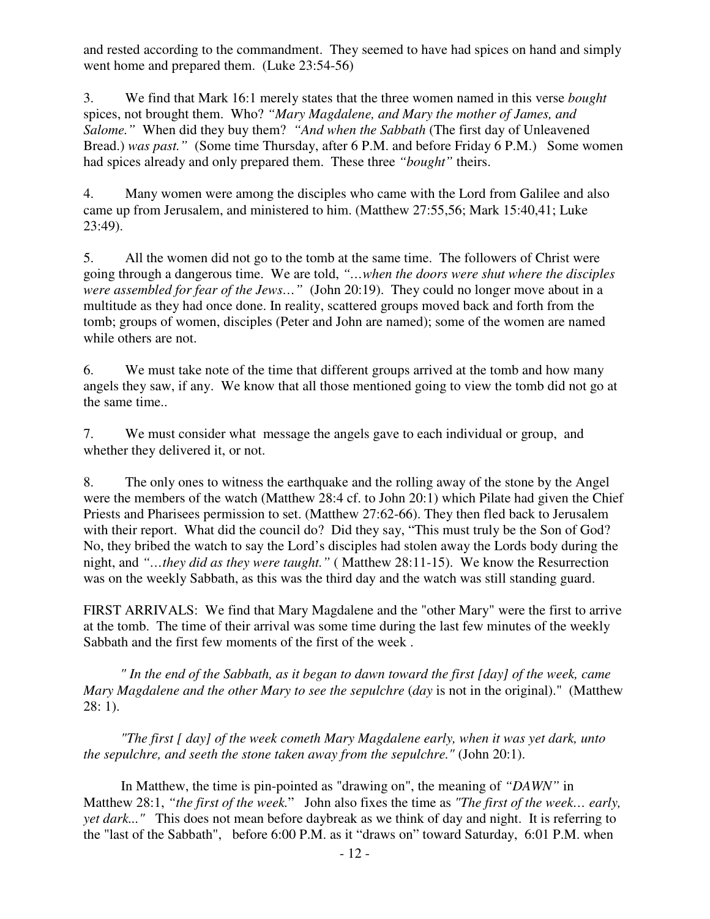and rested according to the commandment. They seemed to have had spices on hand and simply went home and prepared them. (Luke 23:54-56)

3. We find that Mark 16:1 merely states that the three women named in this verse *bought* spices, not brought them. Who? *"Mary Magdalene, and Mary the mother of James, and Salome."* When did they buy them? *"And when the Sabbath* (The first day of Unleavened Bread.) *was past."* (Some time Thursday, after 6 P.M. and before Friday 6 P.M.) Some women had spices already and only prepared them. These three *"bought"* theirs.

4. Many women were among the disciples who came with the Lord from Galilee and also came up from Jerusalem, and ministered to him. (Matthew 27:55,56; Mark 15:40,41; Luke 23:49).

5. All the women did not go to the tomb at the same time. The followers of Christ were going through a dangerous time. We are told, *"…when the doors were shut where the disciples were assembled for fear of the Jews…"* (John 20:19). They could no longer move about in a multitude as they had once done. In reality, scattered groups moved back and forth from the tomb; groups of women, disciples (Peter and John are named); some of the women are named while others are not.

6. We must take note of the time that different groups arrived at the tomb and how many angels they saw, if any. We know that all those mentioned going to view the tomb did not go at the same time..

7. We must consider what message the angels gave to each individual or group, and whether they delivered it, or not.

8. The only ones to witness the earthquake and the rolling away of the stone by the Angel were the members of the watch (Matthew 28:4 cf. to John 20:1) which Pilate had given the Chief Priests and Pharisees permission to set. (Matthew 27:62-66). They then fled back to Jerusalem with their report. What did the council do? Did they say, "This must truly be the Son of God? No, they bribed the watch to say the Lord's disciples had stolen away the Lords body during the night, and *"…they did as they were taught."* ( Matthew 28:11-15). We know the Resurrection was on the weekly Sabbath, as this was the third day and the watch was still standing guard.

FIRST ARRIVALS: We find that Mary Magdalene and the "other Mary" were the first to arrive at the tomb. The time of their arrival was some time during the last few minutes of the weekly Sabbath and the first few moments of the first of the week .

*" In the end of the Sabbath, as it began to dawn toward the first [day] of the week, came Mary Magdalene and the other Mary to see the sepulchre* (*day* is not in the original)." (Matthew 28: 1).

*"The first [ day] of the week cometh Mary Magdalene early, when it was yet dark, unto the sepulchre, and seeth the stone taken away from the sepulchre."* (John 20:1).

In Matthew, the time is pin-pointed as "drawing on", the meaning of *"DAWN"* in Matthew 28:1, *"the first of the week.*" John also fixes the time as *"The first of the week… early, yet dark..."* This does not mean before daybreak as we think of day and night. It is referring to the "last of the Sabbath", before 6:00 P.M. as it "draws on" toward Saturday, 6:01 P.M. when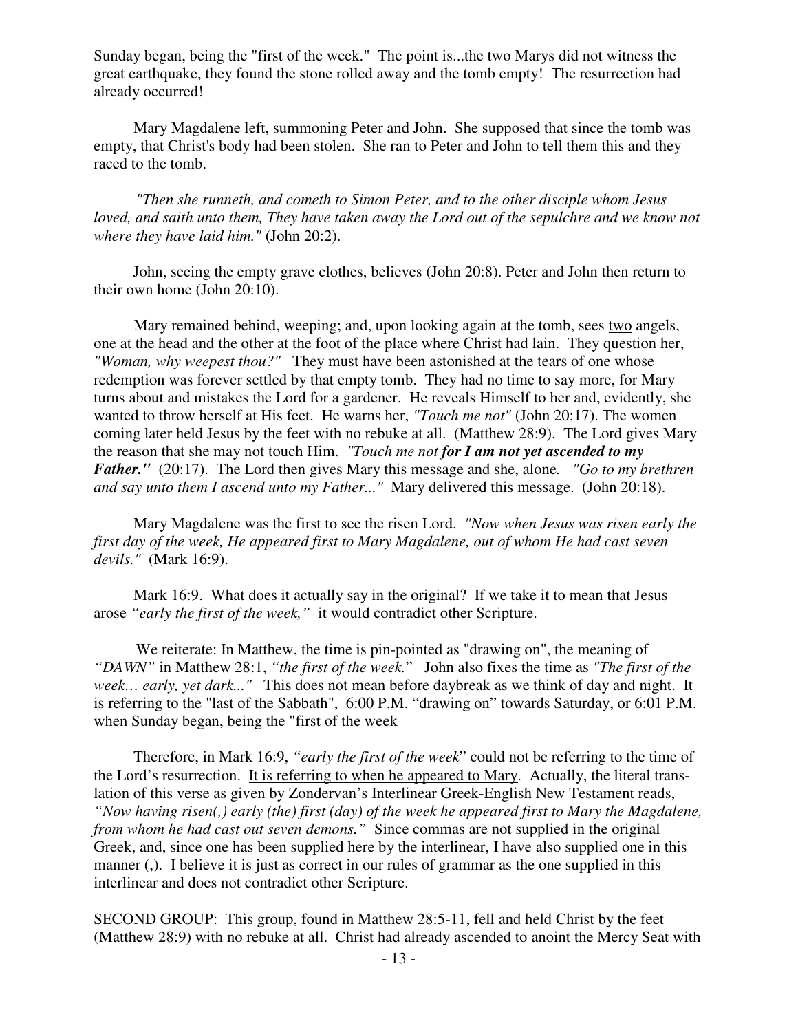Sunday began, being the "first of the week." The point is...the two Marys did not witness the great earthquake, they found the stone rolled away and the tomb empty! The resurrection had already occurred!

Mary Magdalene left, summoning Peter and John. She supposed that since the tomb was empty, that Christ's body had been stolen. She ran to Peter and John to tell them this and they raced to the tomb.

*"Then she runneth, and cometh to Simon Peter, and to the other disciple whom Jesus loved, and saith unto them, They have taken away the Lord out of the sepulchre and we know not where they have laid him."* (John 20:2).

John, seeing the empty grave clothes, believes (John 20:8). Peter and John then return to their own home (John 20:10).

Mary remained behind, weeping; and, upon looking again at the tomb, sees <u>two</u> angels, one at the head and the other at the foot of the place where Christ had lain. They question her, *"Woman, why weepest thou?"* They must have been astonished at the tears of one whose redemption was forever settled by that empty tomb. They had no time to say more, for Mary turns about and <u>mistakes the Lord for a gardener</u>. He reveals Himself to her and, evidently, she wanted to throw herself at His feet. He warns her, *"Touch me not"* (John 20:17). The women coming later held Jesus by the feet with no rebuke at all. (Matthew 28:9). The Lord gives Mary the reason that she may not touch Him. *"Touch me not **for I am not yet ascended to my Father."*** (20:17). The Lord then gives Mary this message and she, alone*. "Go to my brethren and say unto them I ascend unto my Father..."* Mary delivered this message. (John 20:18).

Mary Magdalene was the first to see the risen Lord. *"Now when Jesus was risen early the first day of the week, He appeared first to Mary Magdalene, out of whom He had cast seven devils."* (Mark 16:9).

Mark 16:9. What does it actually say in the original? If we take it to mean that Jesus arose *"early the first of the week,"* it would contradict other Scripture.

We reiterate: In Matthew, the time is pin-pointed as "drawing on", the meaning of *"DAWN"* in Matthew 28:1, *"the first of the week."* John also fixes the time as *"The first of the week… early, yet dark..."* This does not mean before daybreak as we think of day and night. It is referring to the "last of the Sabbath", 6:00 P.M. "drawing on" towards Saturday, or 6:01 P.M. when Sunday began, being the "first of the week

Therefore, in Mark 16:9, *"early the first of the week*" could not be referring to the time of the Lord's resurrection. <u>It is referring to when he appeared to Mary</u>. Actually, the literal translation of this verse as given by Zondervan's Interlinear Greek-English New Testament reads, *"Now having risen(,) early (the) first (day) of the week he appeared first to Mary the Magdalene, from whom he had cast out seven demons."* Since commas are not supplied in the original Greek, and, since one has been supplied here by the interlinear, I have also supplied one in this manner (,). I believe it is <u>just</u> as correct in our rules of grammar as the one supplied in this interlinear and does not contradict other Scripture.

SECOND GROUP: This group, found in Matthew 28:5-11, fell and held Christ by the feet (Matthew 28:9) with no rebuke at all. Christ had already ascended to anoint the Mercy Seat with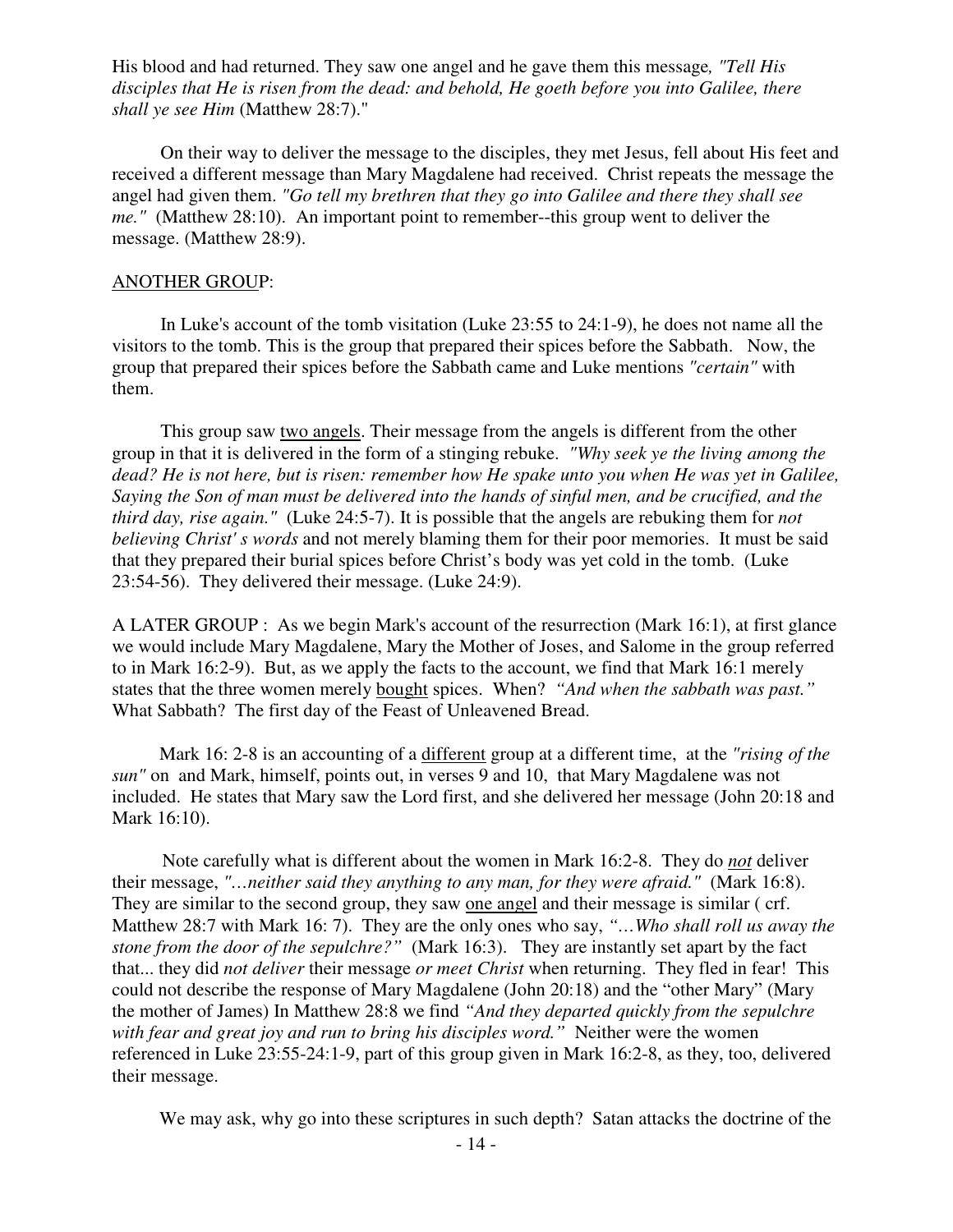His blood and had returned. They saw one angel and he gave them this message*, "Tell His disciples that He is risen from the dead: and behold, He goeth before you into Galilee, there shall ye see Him* (Matthew 28:7)."

On their way to deliver the message to the disciples, they met Jesus, fell about His feet and received a different message than Mary Magdalene had received. Christ repeats the message the angel had given them. *"Go tell my brethren that they go into Galilee and there they shall see me."* (Matthew 28:10). An important point to remember--this group went to deliver the message. (Matthew 28:9).

<u>ANOTHER GROUP</u>:

In Luke's account of the tomb visitation (Luke 23:55 to 24:1-9), he does not name all the visitors to the tomb. This is the group that prepared their spices before the Sabbath. Now, the group that prepared their spices before the Sabbath came and Luke mentions *"certain"* with them.

This group saw <u>two angels</u>. Their message from the angels is different from the other group in that it is delivered in the form of a stinging rebuke. *"Why seek ye the living among the dead? He is not here, but is risen: remember how He spake unto you when He was yet in Galilee, Saying the Son of man must be delivered into the hands of sinful men, and be crucified, and the third day, rise again."* (Luke 24:5-7). It is possible that the angels are rebuking them for *not believing Christ' s words* and not merely blaming them for their poor memories. It must be said that they prepared their burial spices before Christ's body was yet cold in the tomb. (Luke 23:54-56). They delivered their message. (Luke 24:9).

A LATER GROUP : As we begin Mark's account of the resurrection (Mark 16:1), at first glance we would include Mary Magdalene, Mary the Mother of Joses, and Salome in the group referred to in Mark 16:2-9). But, as we apply the facts to the account, we find that Mark 16:1 merely states that the three women merely <u>bought</u> spices. When? *"And when the sabbath was past."* What Sabbath? The first day of the Feast of Unleavened Bread.

Mark 16: 2-8 is an accounting of a <u>different</u> group at a different time, at the *"rising of the sun"* on and Mark, himself, points out, in verses 9 and 10, that Mary Magdalene was not included. He states that Mary saw the Lord first, and she delivered her message (John 20:18 and Mark 16:10).

Note carefully what is different about the women in Mark 16:2-8. They do ***not*** deliver their message, *"…neither said they anything to any man, for they were afraid."* (Mark 16:8). They are similar to the second group, they saw <u>one angel</u> and their message is similar ( crf. Matthew 28:7 with Mark 16: 7). They are the only ones who say, *"…Who shall roll us away the stone from the door of the sepulchre?"* (Mark 16:3). They are instantly set apart by the fact that... they did *not deliver* their message *or meet Christ* when returning. They fled in fear! This could not describe the response of Mary Magdalene (John 20:18) and the "other Mary" (Mary the mother of James) In Matthew 28:8 we find *"And they departed quickly from the sepulchre with fear and great joy and run to bring his disciples word."* Neither were the women referenced in Luke 23:55-24:1-9, part of this group given in Mark 16:2-8, as they, too, delivered their message.

We may ask, why go into these scriptures in such depth? Satan attacks the doctrine of the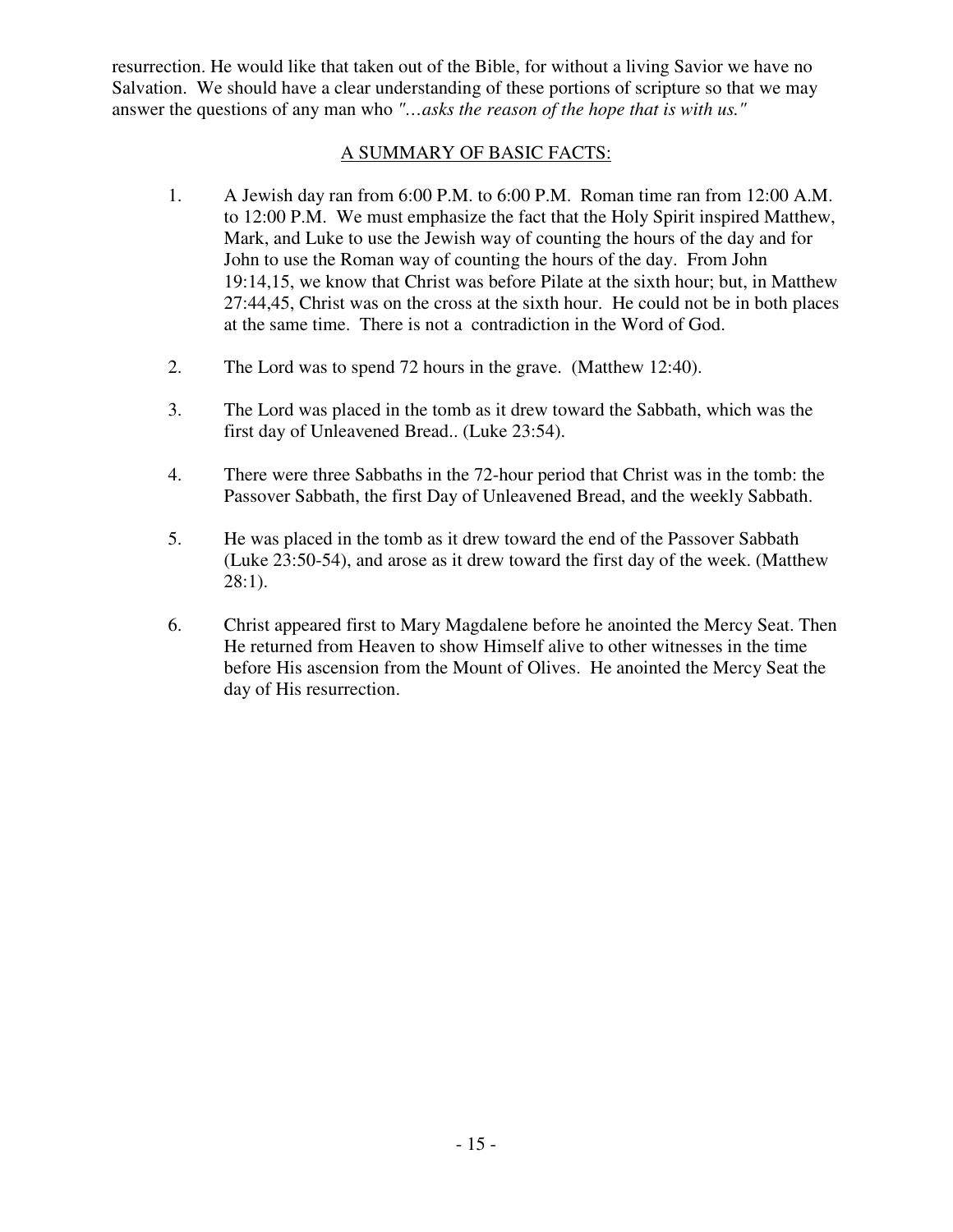resurrection. He would like that taken out of the Bible, for without a living Savior we have no Salvation. We should have a clear understanding of these portions of scripture so that we may answer the questions of any man who *"…asks the reason of the hope that is with us."*

## A SUMMARY OF BASIC FACTS:

1. A Jewish day ran from 6:00 P.M. to 6:00 P.M. Roman time ran from 12:00 A.M. to 12:00 P.M. We must emphasize the fact that the Holy Spirit inspired Matthew, Mark, and Luke to use the Jewish way of counting the hours of the day and for John to use the Roman way of counting the hours of the day. From John 19:14,15, we know that Christ was before Pilate at the sixth hour; but, in Matthew 27:44,45, Christ was on the cross at the sixth hour. He could not be in both places at the same time. There is not a contradiction in the Word of God.

2. The Lord was to spend 72 hours in the grave. (Matthew 12:40).

3. The Lord was placed in the tomb as it drew toward the Sabbath, which was the first day of Unleavened Bread.. (Luke 23:54).

4. There were three Sabbaths in the 72-hour period that Christ was in the tomb: the Passover Sabbath, the first Day of Unleavened Bread, and the weekly Sabbath.

5. He was placed in the tomb as it drew toward the end of the Passover Sabbath (Luke 23:50-54), and arose as it drew toward the first day of the week. (Matthew 28:1).

6. Christ appeared first to Mary Magdalene before he anointed the Mercy Seat. Then He returned from Heaven to show Himself alive to other witnesses in the time before His ascension from the Mount of Olives. He anointed the Mercy Seat the day of His resurrection.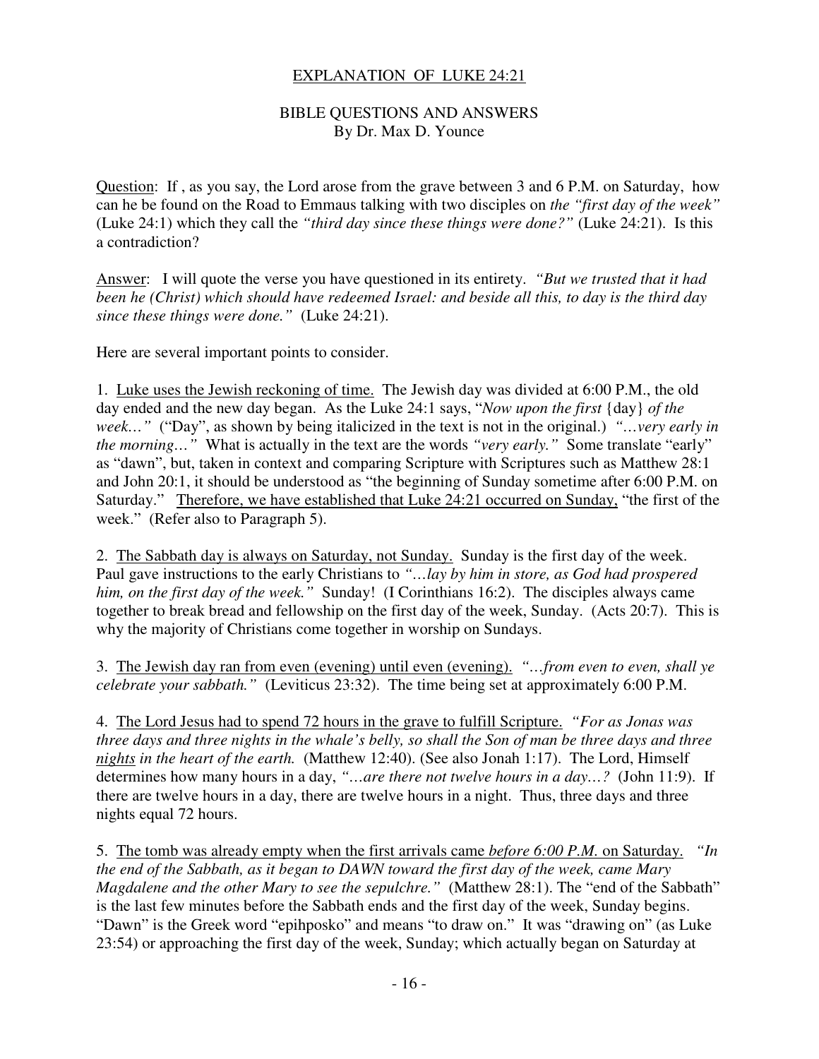EXPLANATION OF LUKE 24:21

BIBLE QUESTIONS AND ANSWERS
By Dr. Max D. Younce

Question: If , as you say, the Lord arose from the grave between 3 and 6 P.M. on Saturday, how can he be found on the Road to Emmaus talking with two disciples on *the "first day of the week"* (Luke 24:1) which they call the *"third day since these things were done?"* (Luke 24:21). Is this a contradiction?

Answer: I will quote the verse you have questioned in its entirety. *"But we trusted that it had been he (Christ) which should have redeemed Israel: and beside all this, to day is the third day since these things were done."* (Luke 24:21).

Here are several important points to consider.

1. Luke uses the Jewish reckoning of time. The Jewish day was divided at 6:00 P.M., the old day ended and the new day began. As the Luke 24:1 says, "*Now upon the first* {day} *of the week…"* ("Day", as shown by being italicized in the text is not in the original.) *"…very early in the morning…"* What is actually in the text are the words *"very early."* Some translate "early" as "dawn", but, taken in context and comparing Scripture with Scriptures such as Matthew 28:1 and John 20:1, it should be understood as "the beginning of Sunday sometime after 6:00 P.M. on Saturday." Therefore, we have established that Luke 24:21 occurred on Sunday, "the first of the week." (Refer also to Paragraph 5).

2. The Sabbath day is always on Saturday, not Sunday. Sunday is the first day of the week. Paul gave instructions to the early Christians to *"…lay by him in store, as God had prospered him, on the first day of the week."* Sunday! (I Corinthians 16:2). The disciples always came together to break bread and fellowship on the first day of the week, Sunday. (Acts 20:7). This is why the majority of Christians come together in worship on Sundays.

3. The Jewish day ran from even (evening) until even (evening). *"…from even to even, shall ye celebrate your sabbath."* (Leviticus 23:32). The time being set at approximately 6:00 P.M.

4. The Lord Jesus had to spend 72 hours in the grave to fulfill Scripture. *"For as Jonas was three days and three nights in the whale's belly, so shall the Son of man be three days and three nights in the heart of the earth.* (Matthew 12:40). (See also Jonah 1:17). The Lord, Himself determines how many hours in a day, *"…are there not twelve hours in a day…?* (John 11:9). If there are twelve hours in a day, there are twelve hours in a night. Thus, three days and three nights equal 72 hours.

5. The tomb was already empty when the first arrivals came *before 6:00 P.M.* on Saturday. *"In the end of the Sabbath, as it began to DAWN toward the first day of the week, came Mary Magdalene and the other Mary to see the sepulchre."* (Matthew 28:1). The "end of the Sabbath" is the last few minutes before the Sabbath ends and the first day of the week, Sunday begins. "Dawn" is the Greek word "epihposko" and means "to draw on." It was "drawing on" (as Luke 23:54) or approaching the first day of the week, Sunday; which actually began on Saturday at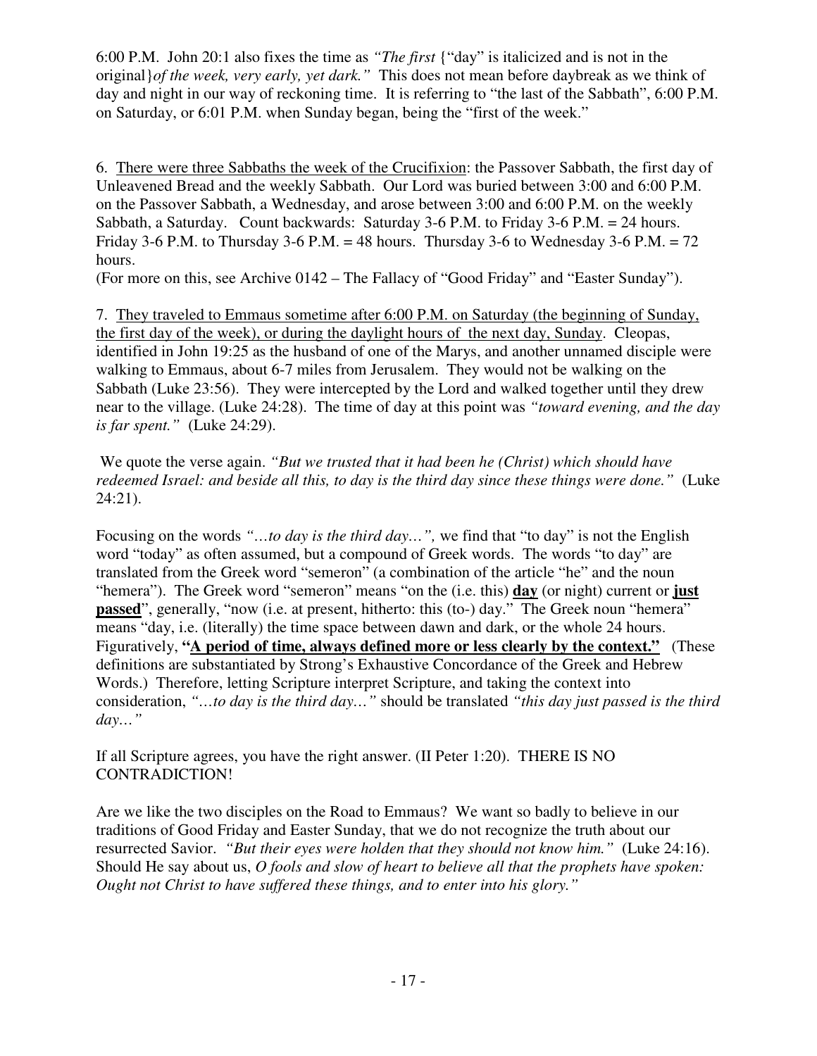6:00 P.M. John 20:1 also fixes the time as *"The first* {"day" is italicized and is not in the original}*of the week, very early, yet dark."* This does not mean before daybreak as we think of day and night in our way of reckoning time. It is referring to "the last of the Sabbath", 6:00 P.M. on Saturday, or 6:01 P.M. when Sunday began, being the "first of the week."

6. <u>There were three Sabbaths the week of the Crucifixion</u>: the Passover Sabbath, the first day of Unleavened Bread and the weekly Sabbath. Our Lord was buried between 3:00 and 6:00 P.M. on the Passover Sabbath, a Wednesday, and arose between 3:00 and 6:00 P.M. on the weekly Sabbath, a Saturday. Count backwards: Saturday 3-6 P.M. to Friday 3-6 P.M. = 24 hours. Friday 3-6 P.M. to Thursday 3-6 P.M. = 48 hours. Thursday 3-6 to Wednesday 3-6 P.M. = 72 hours.
(For more on this, see Archive 0142 – The Fallacy of "Good Friday" and "Easter Sunday").

7. <u>They traveled to Emmaus sometime after 6:00 P.M. on Saturday (the beginning of Sunday, the first day of the week), or during the daylight hours of the next day, Sunday</u>. Cleopas, identified in John 19:25 as the husband of one of the Marys, and another unnamed disciple were walking to Emmaus, about 6-7 miles from Jerusalem. They would not be walking on the Sabbath (Luke 23:56). They were intercepted by the Lord and walked together until they drew near to the village. (Luke 24:28). The time of day at this point was *"toward evening, and the day is far spent."* (Luke 24:29).

We quote the verse again. *"But we trusted that it had been he (Christ) which should have redeemed Israel: and beside all this, to day is the third day since these things were done."* (Luke 24:21).

Focusing on the words *"…to day is the third day…",* we find that "to day" is not the English word "today" as often assumed, but a compound of Greek words. The words "to day" are translated from the Greek word "semeron" (a combination of the article "he" and the noun "hemera"). The Greek word "semeron" means "on the (i.e. this) <u>**day**</u> (or night) current or <u>**just passed**</u>", generally, "now (i.e. at present, hitherto: this (to-) day." The Greek noun "hemera" means "day, i.e. (literally) the time space between dawn and dark, or the whole 24 hours. Figuratively, **"<u>A period of time, always defined more or less clearly by the context."</u>** (These definitions are substantiated by Strong's Exhaustive Concordance of the Greek and Hebrew Words.) Therefore, letting Scripture interpret Scripture, and taking the context into consideration, *"…to day is the third day…"* should be translated *"this day just passed is the third day…"*

If all Scripture agrees, you have the right answer. (II Peter 1:20). THERE IS NO CONTRADICTION!

Are we like the two disciples on the Road to Emmaus? We want so badly to believe in our traditions of Good Friday and Easter Sunday, that we do not recognize the truth about our resurrected Savior. *"But their eyes were holden that they should not know him."* (Luke 24:16). Should He say about us, *O fools and slow of heart to believe all that the prophets have spoken: Ought not Christ to have suffered these things, and to enter into his glory."*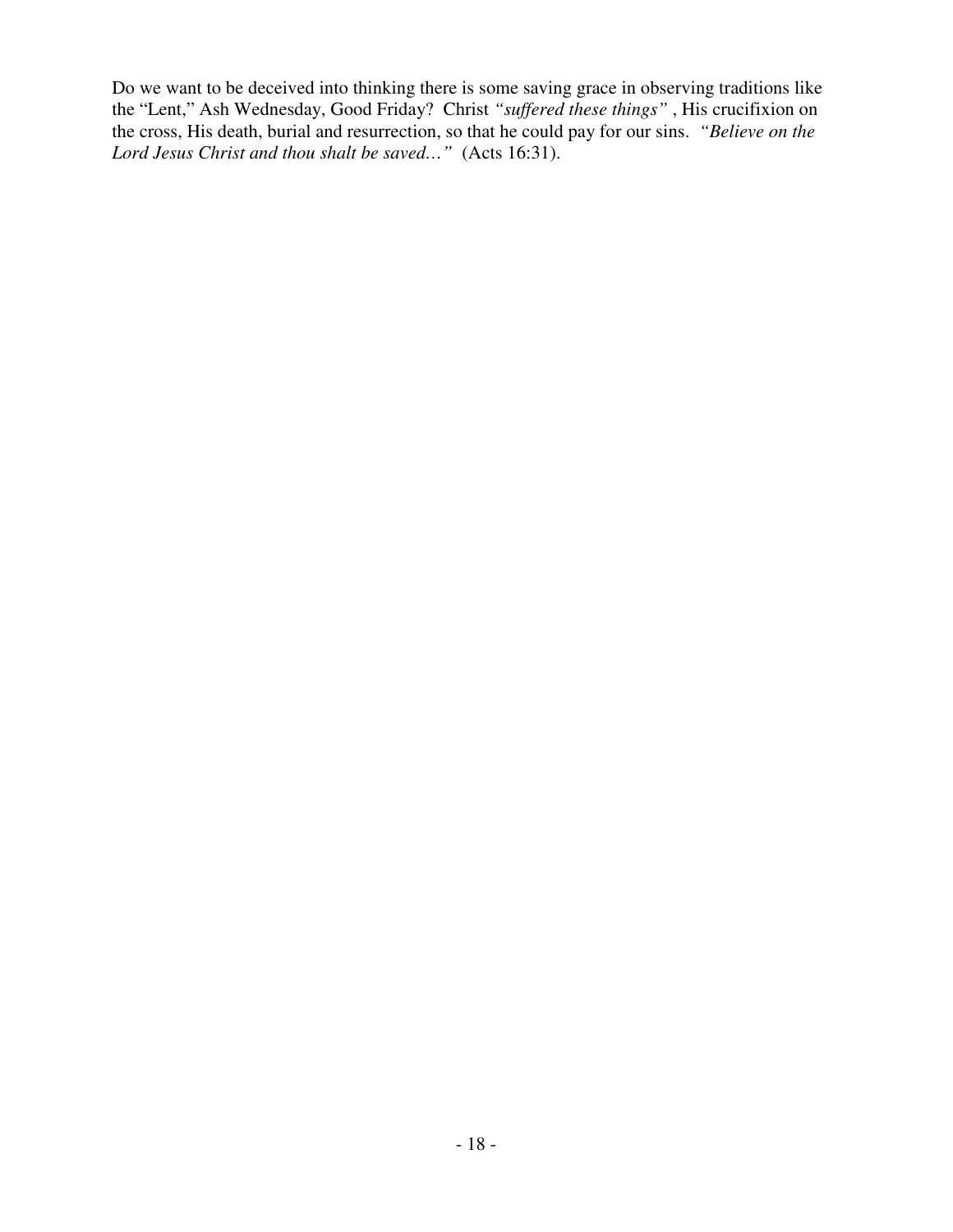Do we want to be deceived into thinking there is some saving grace in observing traditions like the "Lent," Ash Wednesday, Good Friday? Christ *"suffered these things"* , His crucifixion on the cross, His death, burial and resurrection, so that he could pay for our sins. *"Believe on the Lord Jesus Christ and thou shalt be saved…"* (Acts 16:31).